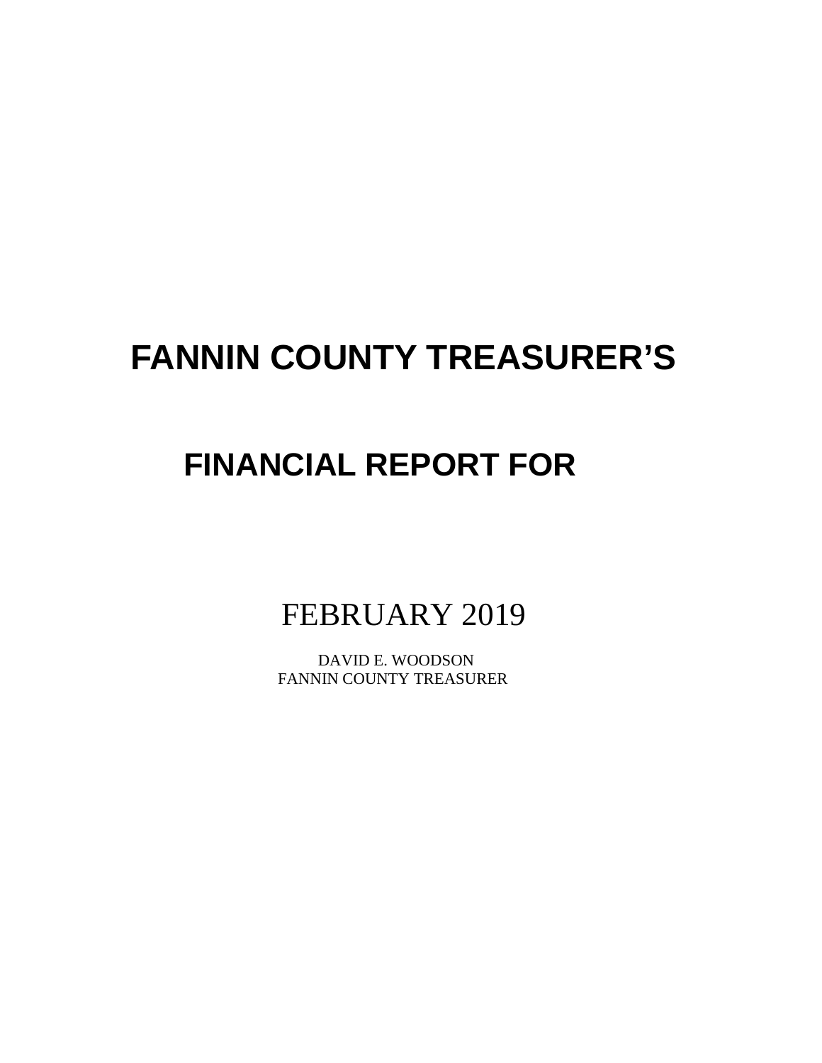# FANNIN COUNTY TREASURER'S

## FINANCIAL REPORT FOR

FEBRUARY 2019

DAVID E. WOODSON
FANNIN COUNTY TREASURER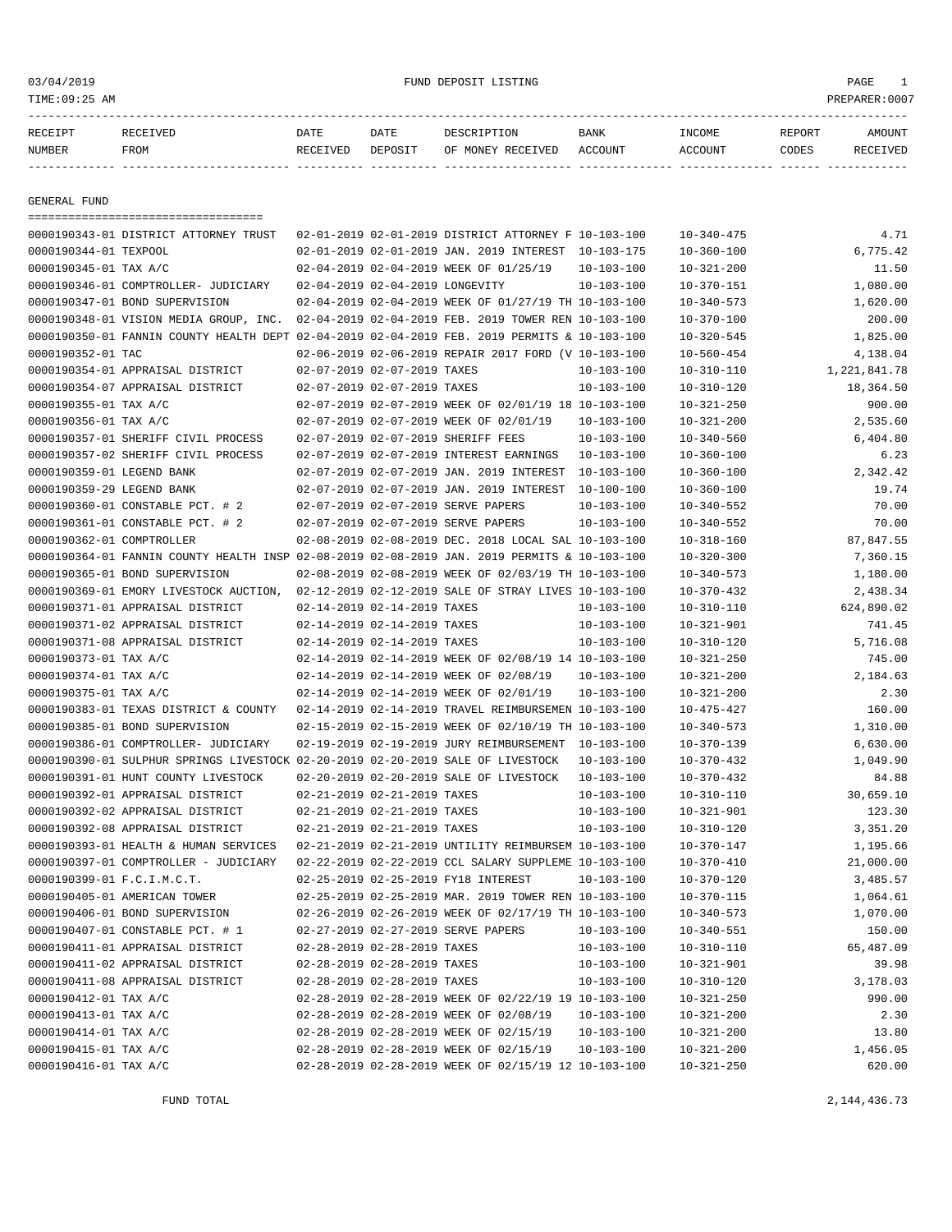# FUND DEPOSIT LISTING

03/04/2019
TIME:09:25 AM
PREPARER:0007

| RECEIPT NUMBER | RECEIVED FROM | DATE RECEIVED | DATE DEPOSIT | DESCRIPTION OF MONEY RECEIVED | BANK ACCOUNT | INCOME ACCOUNT | REPORT CODES | AMOUNT RECEIVED |
|---|---|---|---|---|---|---|---|---|

## GENERAL FUND

| RECEIPT NUMBER | RECEIVED FROM | DATE RECEIVED | DATE DEPOSIT | DESCRIPTION OF MONEY RECEIVED | BANK ACCOUNT | INCOME ACCOUNT | REPORT CODES | AMOUNT RECEIVED |
|---|---|---|---|---|---|---|---|---|
| 0000190343-01 | DISTRICT ATTORNEY TRUST | 02-01-2019 | 02-01-2019 | DISTRICT ATTORNEY F | 10-103-100 | 10-340-475 | | 4.71 |
| 0000190344-01 | TEXPOOL | 02-01-2019 | 02-01-2019 | JAN. 2019 INTEREST | 10-103-175 | 10-360-100 | | 6,775.42 |
| 0000190345-01 | TAX A/C | 02-04-2019 | 02-04-2019 | WEEK OF 01/25/19 | 10-103-100 | 10-321-200 | | 11.50 |
| 0000190346-01 | COMPTROLLER- JUDICIARY | 02-04-2019 | 02-04-2019 | LONGEVITY | 10-103-100 | 10-370-151 | | 1,080.00 |
| 0000190347-01 | BOND SUPERVISION | 02-04-2019 | 02-04-2019 | WEEK OF 01/27/19 TH | 10-103-100 | 10-340-573 | | 1,620.00 |
| 0000190348-01 | VISION MEDIA GROUP, INC. | 02-04-2019 | 02-04-2019 | FEB. 2019 TOWER REN | 10-103-100 | 10-370-100 | | 200.00 |
| 0000190350-01 | FANNIN COUNTY HEALTH DEPT | 02-04-2019 | 02-04-2019 | FEB. 2019 PERMITS & | 10-103-100 | 10-320-545 | | 1,825.00 |
| 0000190352-01 | TAC | 02-06-2019 | 02-06-2019 | REPAIR 2017 FORD (V | 10-103-100 | 10-560-454 | | 4,138.04 |
| 0000190354-01 | APPRAISAL DISTRICT | 02-07-2019 | 02-07-2019 | TAXES | 10-103-100 | 10-310-110 | | 1,221,841.78 |
| 0000190354-07 | APPRAISAL DISTRICT | 02-07-2019 | 02-07-2019 | TAXES | 10-103-100 | 10-310-120 | | 18,364.50 |
| 0000190355-01 | TAX A/C | 02-07-2019 | 02-07-2019 | WEEK OF 02/01/19 18 | 10-103-100 | 10-321-250 | | 900.00 |
| 0000190356-01 | TAX A/C | 02-07-2019 | 02-07-2019 | WEEK OF 02/01/19 | 10-103-100 | 10-321-200 | | 2,535.60 |
| 0000190357-01 | SHERIFF CIVIL PROCESS | 02-07-2019 | 02-07-2019 | SHERIFF FEES | 10-103-100 | 10-340-560 | | 6,404.80 |
| 0000190357-02 | SHERIFF CIVIL PROCESS | 02-07-2019 | 02-07-2019 | INTEREST EARNINGS | 10-103-100 | 10-360-100 | | 6.23 |
| 0000190359-01 | LEGEND BANK | 02-07-2019 | 02-07-2019 | JAN. 2019 INTEREST | 10-103-100 | 10-360-100 | | 2,342.42 |
| 0000190359-29 | LEGEND BANK | 02-07-2019 | 02-07-2019 | JAN. 2019 INTEREST | 10-100-100 | 10-360-100 | | 19.74 |
| 0000190360-01 | CONSTABLE PCT. # 2 | 02-07-2019 | 02-07-2019 | SERVE PAPERS | 10-103-100 | 10-340-552 | | 70.00 |
| 0000190361-01 | CONSTABLE PCT. # 2 | 02-07-2019 | 02-07-2019 | SERVE PAPERS | 10-103-100 | 10-340-552 | | 70.00 |
| 0000190362-01 | COMPTROLLER | 02-08-2019 | 02-08-2019 | DEC. 2018 LOCAL SAL | 10-103-100 | 10-318-160 | | 87,847.55 |
| 0000190364-01 | FANNIN COUNTY HEALTH INSP | 02-08-2019 | 02-08-2019 | JAN. 2019 PERMITS & | 10-103-100 | 10-320-300 | | 7,360.15 |
| 0000190365-01 | BOND SUPERVISION | 02-08-2019 | 02-08-2019 | WEEK OF 02/03/19 TH | 10-103-100 | 10-340-573 | | 1,180.00 |
| 0000190369-01 | EMORY LIVESTOCK AUCTION, | 02-12-2019 | 02-12-2019 | SALE OF STRAY LIVES | 10-103-100 | 10-370-432 | | 2,438.34 |
| 0000190371-01 | APPRAISAL DISTRICT | 02-14-2019 | 02-14-2019 | TAXES | 10-103-100 | 10-310-110 | | 624,890.02 |
| 0000190371-02 | APPRAISAL DISTRICT | 02-14-2019 | 02-14-2019 | TAXES | 10-103-100 | 10-321-901 | | 741.45 |
| 0000190371-08 | APPRAISAL DISTRICT | 02-14-2019 | 02-14-2019 | TAXES | 10-103-100 | 10-310-120 | | 5,716.08 |
| 0000190373-01 | TAX A/C | 02-14-2019 | 02-14-2019 | WEEK OF 02/08/19 14 | 10-103-100 | 10-321-250 | | 745.00 |
| 0000190374-01 | TAX A/C | 02-14-2019 | 02-14-2019 | WEEK OF 02/08/19 | 10-103-100 | 10-321-200 | | 2,184.63 |
| 0000190375-01 | TAX A/C | 02-14-2019 | 02-14-2019 | WEEK OF 02/01/19 | 10-103-100 | 10-321-200 | | 2.30 |
| 0000190383-01 | TEXAS DISTRICT & COUNTY | 02-14-2019 | 02-14-2019 | TRAVEL REIMBURSEMEN | 10-103-100 | 10-475-427 | | 160.00 |
| 0000190385-01 | BOND SUPERVISION | 02-15-2019 | 02-15-2019 | WEEK OF 02/10/19 TH | 10-103-100 | 10-340-573 | | 1,310.00 |
| 0000190386-01 | COMPTROLLER- JUDICIARY | 02-19-2019 | 02-19-2019 | JURY REIMBURSEMENT | 10-103-100 | 10-370-139 | | 6,630.00 |
| 0000190390-01 | SULPHUR SPRINGS LIVESTOCK | 02-20-2019 | 02-20-2019 | SALE OF LIVESTOCK | 10-103-100 | 10-370-432 | | 1,049.90 |
| 0000190391-01 | HUNT COUNTY LIVESTOCK | 02-20-2019 | 02-20-2019 | SALE OF LIVESTOCK | 10-103-100 | 10-370-432 | | 84.88 |
| 0000190392-01 | APPRAISAL DISTRICT | 02-21-2019 | 02-21-2019 | TAXES | 10-103-100 | 10-310-110 | | 30,659.10 |
| 0000190392-02 | APPRAISAL DISTRICT | 02-21-2019 | 02-21-2019 | TAXES | 10-103-100 | 10-321-901 | | 123.30 |
| 0000190392-08 | APPRAISAL DISTRICT | 02-21-2019 | 02-21-2019 | TAXES | 10-103-100 | 10-310-120 | | 3,351.20 |
| 0000190393-01 | HEALTH & HUMAN SERVICES | 02-21-2019 | 02-21-2019 | UNTILITY REIMBURSEM | 10-103-100 | 10-370-147 | | 1,195.66 |
| 0000190397-01 | COMPTROLLER - JUDICIARY | 02-22-2019 | 02-22-2019 | CCL SALARY SUPPLEME | 10-103-100 | 10-370-410 | | 21,000.00 |
| 0000190399-01 | F.C.I.M.C.T. | 02-25-2019 | 02-25-2019 | FY18 INTEREST | 10-103-100 | 10-370-120 | | 3,485.57 |
| 0000190405-01 | AMERICAN TOWER | 02-25-2019 | 02-25-2019 | MAR. 2019 TOWER REN | 10-103-100 | 10-370-115 | | 1,064.61 |
| 0000190406-01 | BOND SUPERVISION | 02-26-2019 | 02-26-2019 | WEEK OF 02/17/19 TH | 10-103-100 | 10-340-573 | | 1,070.00 |
| 0000190407-01 | CONSTABLE PCT. # 1 | 02-27-2019 | 02-27-2019 | SERVE PAPERS | 10-103-100 | 10-340-551 | | 150.00 |
| 0000190411-01 | APPRAISAL DISTRICT | 02-28-2019 | 02-28-2019 | TAXES | 10-103-100 | 10-310-110 | | 65,487.09 |
| 0000190411-02 | APPRAISAL DISTRICT | 02-28-2019 | 02-28-2019 | TAXES | 10-103-100 | 10-321-901 | | 39.98 |
| 0000190411-08 | APPRAISAL DISTRICT | 02-28-2019 | 02-28-2019 | TAXES | 10-103-100 | 10-310-120 | | 3,178.03 |
| 0000190412-01 | TAX A/C | 02-28-2019 | 02-28-2019 | WEEK OF 02/22/19 19 | 10-103-100 | 10-321-250 | | 990.00 |
| 0000190413-01 | TAX A/C | 02-28-2019 | 02-28-2019 | WEEK OF 02/08/19 | 10-103-100 | 10-321-200 | | 2.30 |
| 0000190414-01 | TAX A/C | 02-28-2019 | 02-28-2019 | WEEK OF 02/15/19 | 10-103-100 | 10-321-200 | | 13.80 |
| 0000190415-01 | TAX A/C | 02-28-2019 | 02-28-2019 | WEEK OF 02/15/19 | 10-103-100 | 10-321-200 | | 1,456.05 |
| 0000190416-01 | TAX A/C | 02-28-2019 | 02-28-2019 | WEEK OF 02/15/19 12 | 10-103-100 | 10-321-250 | | 620.00 |

FUND TOTAL 2,144,436.73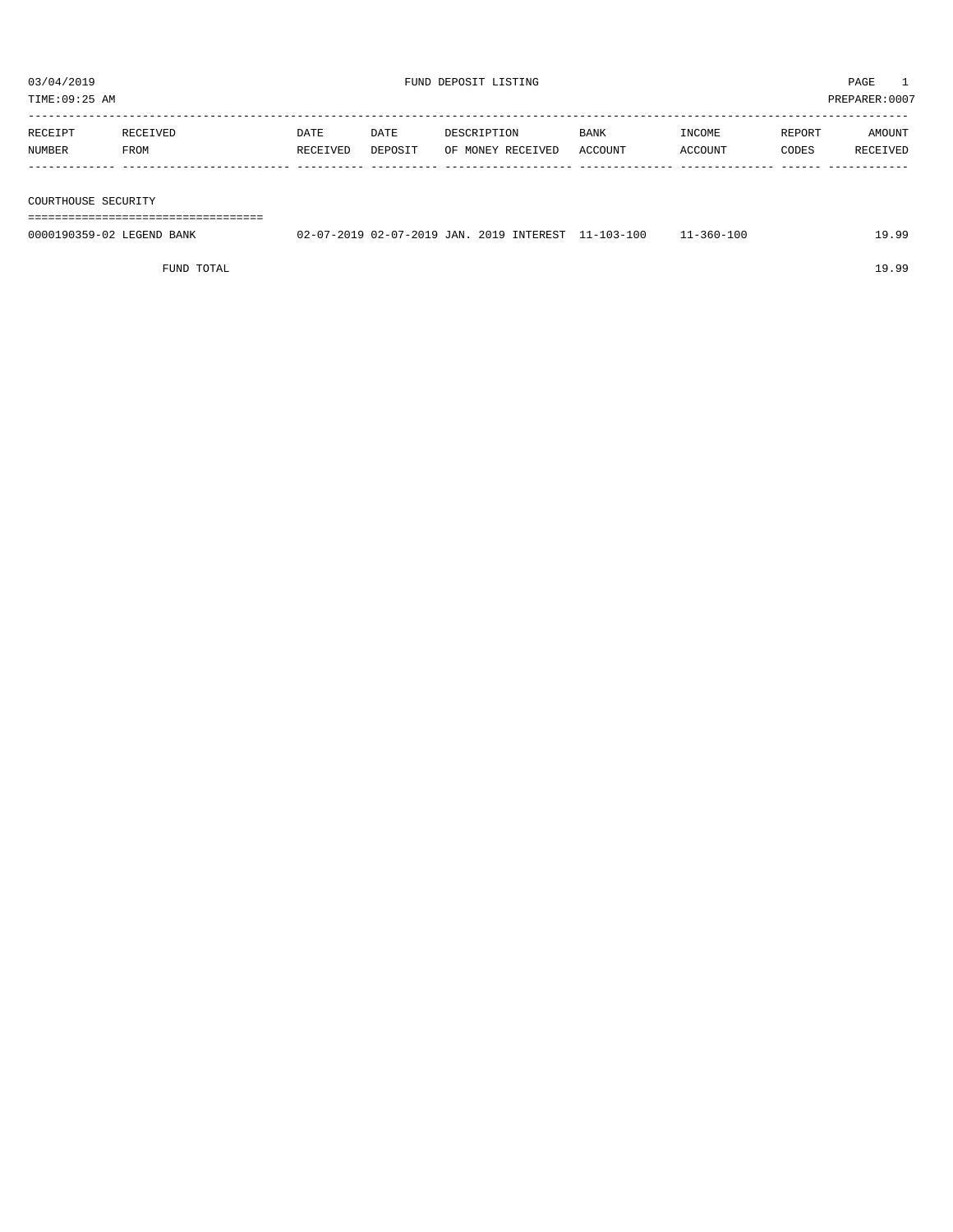03/04/2019 FUND DEPOSIT LISTING PAGE 1

TIME:09:25 AM PREPARER:0007

| RECEIPT NUMBER | RECEIVED FROM | DATE RECEIVED | DATE DEPOSIT | DESCRIPTION OF MONEY RECEIVED | BANK ACCOUNT | INCOME ACCOUNT | REPORT CODES | AMOUNT RECEIVED |
|---|---|---|---|---|---|---|---|---|
| **COURTHOUSE SECURITY** | | | | | | | | |
| 0000190359-02 | LEGEND BANK | 02-07-2019 | 02-07-2019 | JAN. 2019 INTEREST | 11-103-100 | 11-360-100 | | 19.99 |
| | FUND TOTAL | | | | | | | 19.99 |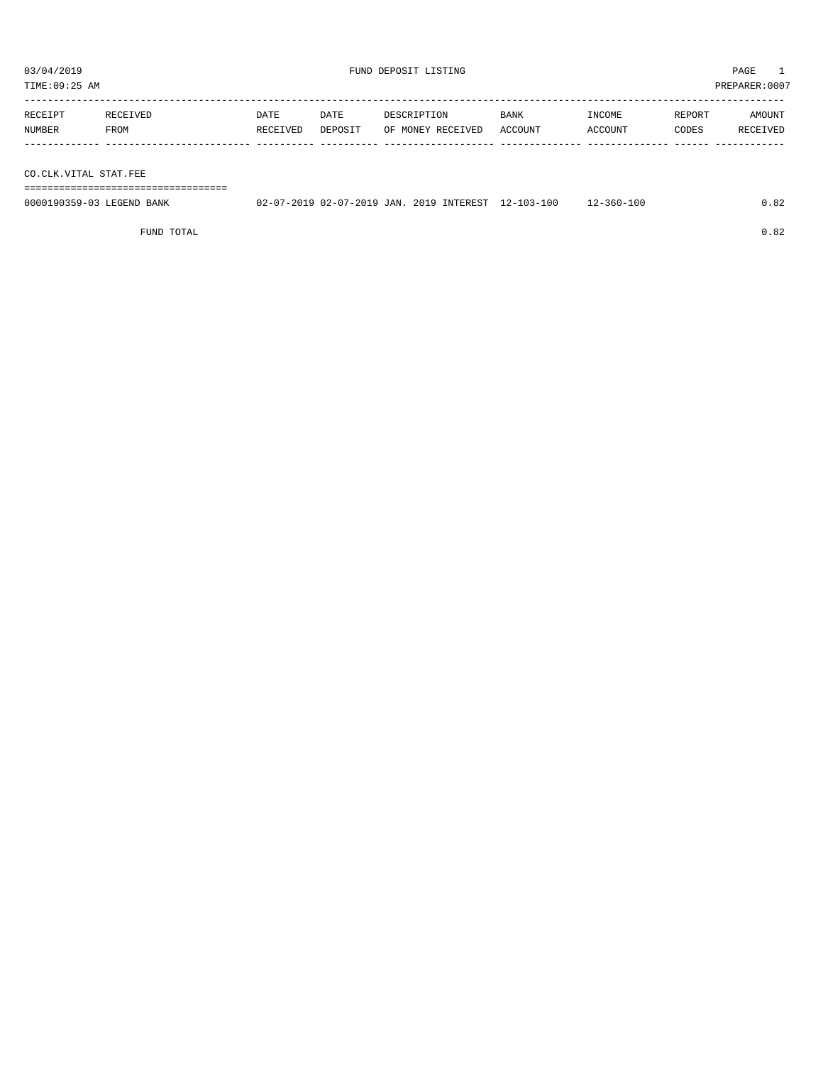03/04/2019 FUND DEPOSIT LISTING PAGE 1

TIME:09:25 AM PREPARER:0007

| RECEIPT NUMBER | RECEIVED FROM | DATE RECEIVED | DATE DEPOSIT | DESCRIPTION OF MONEY RECEIVED | BANK ACCOUNT | INCOME ACCOUNT | REPORT CODES | AMOUNT RECEIVED |
|---|---|---|---|---|---|---|---|---|
| **CO.CLK.VITAL STAT.FEE** | | | | | | | | |
| 0000190359-03 | LEGEND BANK | 02-07-2019 | 02-07-2019 | JAN. 2019 INTEREST | 12-103-100 | 12-360-100 | | 0.82 |
| | FUND TOTAL | | | | | | | 0.82 |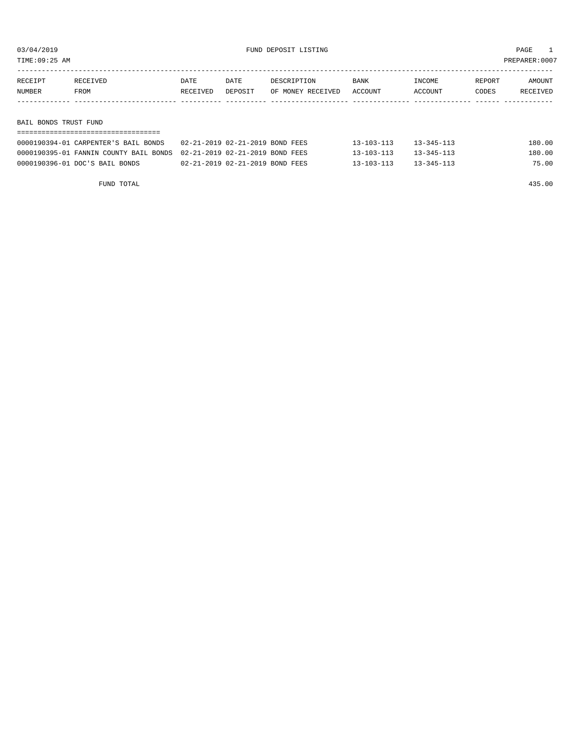03/04/2019 FUND DEPOSIT LISTING

TIME:09:25 AM PREPARER:0007

## BAIL BONDS TRUST FUND

| RECEIPT NUMBER | RECEIVED FROM | DATE RECEIVED | DATE DEPOSIT | DESCRIPTION OF MONEY RECEIVED | BANK ACCOUNT | INCOME ACCOUNT | REPORT CODES | AMOUNT RECEIVED |
|---|---|---|---|---|---|---|---|---|
| 0000190394-01 | CARPENTER'S BAIL BONDS | 02-21-2019 | 02-21-2019 | BOND FEES | 13-103-113 | 13-345-113 | | 180.00 |
| 0000190395-01 | FANNIN COUNTY BAIL BONDS | 02-21-2019 | 02-21-2019 | BOND FEES | 13-103-113 | 13-345-113 | | 180.00 |
| 0000190396-01 | DOC'S BAIL BONDS | 02-21-2019 | 02-21-2019 | BOND FEES | 13-103-113 | 13-345-113 | | 75.00 |

FUND TOTAL 435.00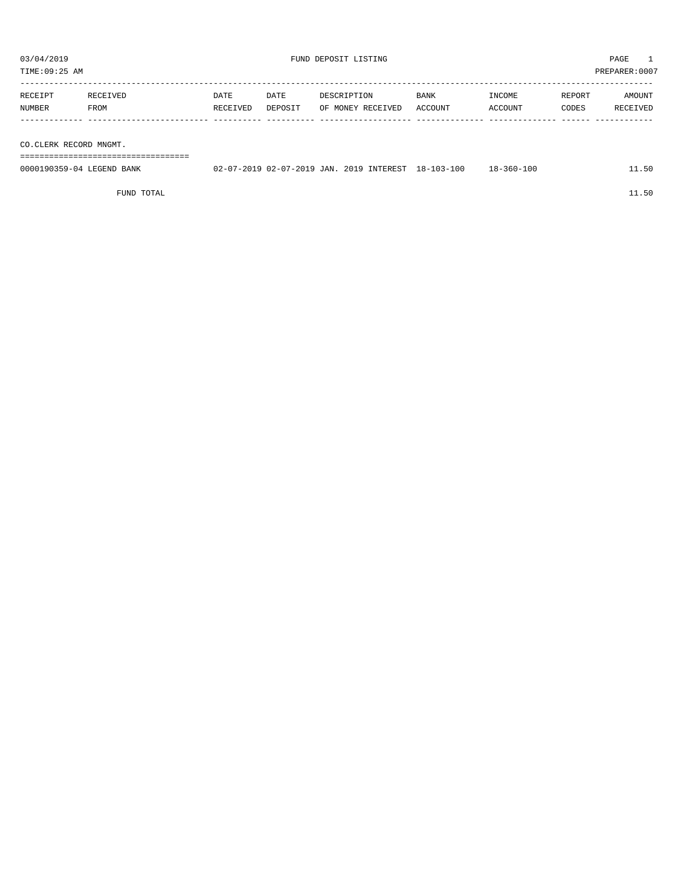03/04/2019 FUND DEPOSIT LISTING

TIME:09:25 AM PREPARER:0007

| RECEIPT NUMBER | RECEIVED FROM | DATE RECEIVED | DATE DEPOSIT | DESCRIPTION OF MONEY RECEIVED | BANK ACCOUNT | INCOME ACCOUNT | REPORT CODES | AMOUNT RECEIVED |
|---|---|---|---|---|---|---|---|---|

CO.CLERK RECORD MNGMT.

| RECEIPT NUMBER | RECEIVED FROM | DATE RECEIVED | DATE DEPOSIT | DESCRIPTION OF MONEY RECEIVED | BANK ACCOUNT | INCOME ACCOUNT | REPORT CODES | AMOUNT RECEIVED |
|---|---|---|---|---|---|---|---|---|
| 0000190359-04 | LEGEND BANK | 02-07-2019 | 02-07-2019 | JAN. 2019 INTEREST | 18-103-100 | 18-360-100 | | 11.50 |
| | FUND TOTAL | | | | | | | 11.50 |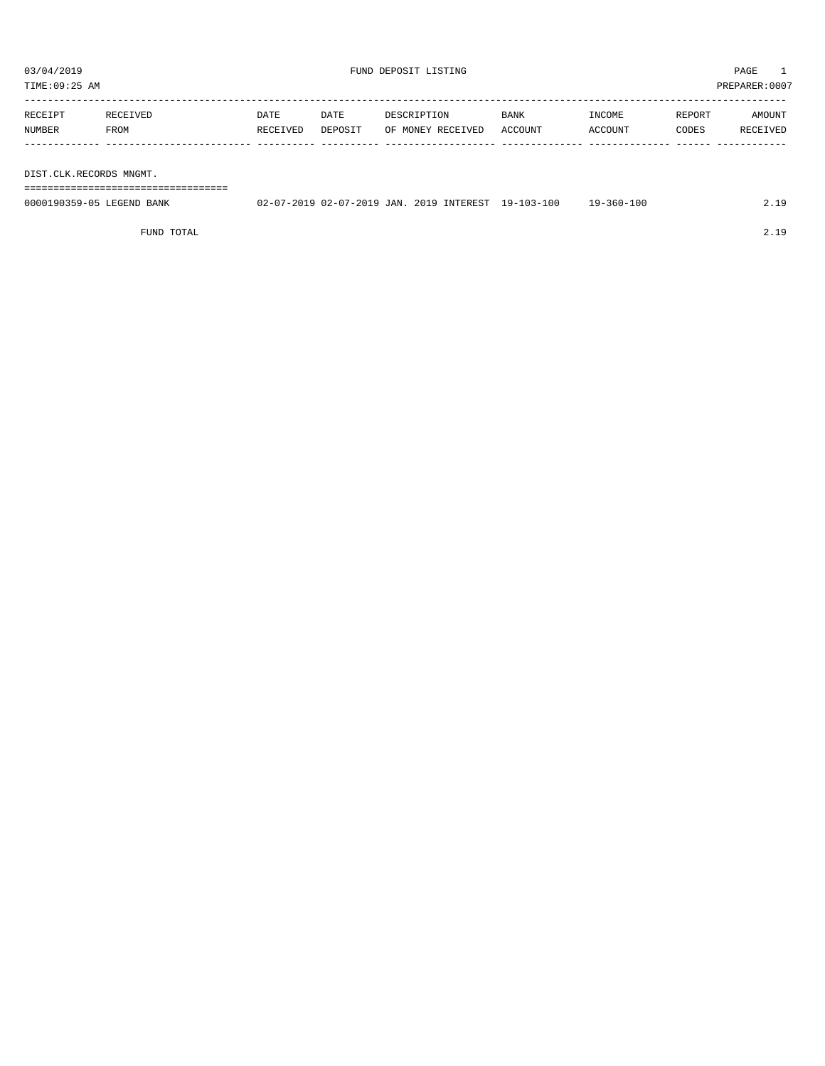03/04/2019 FUND DEPOSIT LISTING

TIME:09:25 AM PREPARER:0007

| RECEIPT NUMBER | RECEIVED FROM | DATE RECEIVED | DATE DEPOSIT | DESCRIPTION OF MONEY RECEIVED | BANK ACCOUNT | INCOME ACCOUNT | REPORT CODES | AMOUNT RECEIVED |
|---|---|---|---|---|---|---|---|---|
| DIST.CLK.RECORDS MNGMT. | | | | | | | | |
| 0000190359-05 | LEGEND BANK | 02-07-2019 | 02-07-2019 | JAN. 2019 INTEREST | 19-103-100 | 19-360-100 | | 2.19 |
| | FUND TOTAL | | | | | | | 2.19 |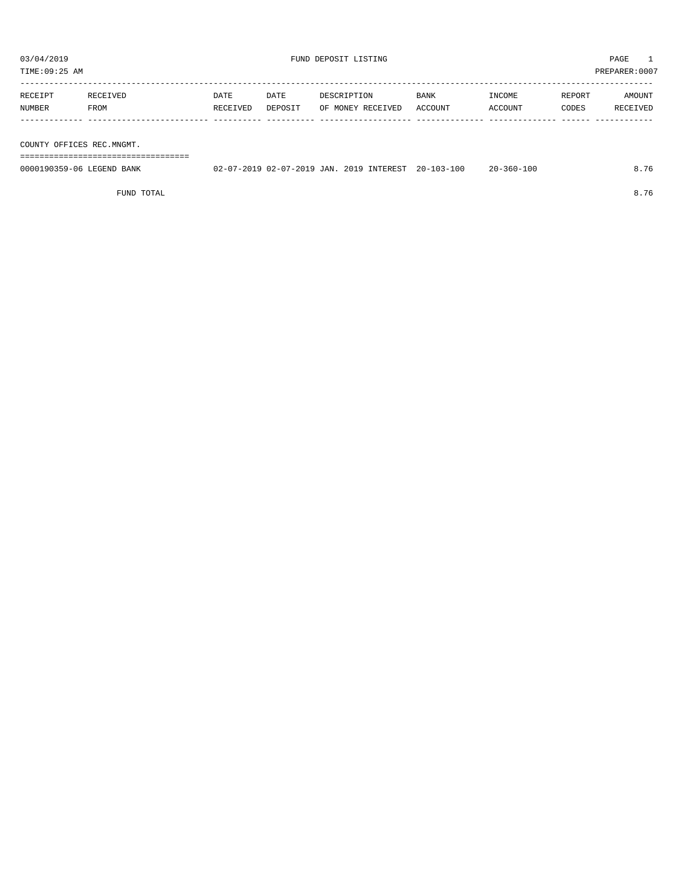03/04/2019 FUND DEPOSIT LISTING PAGE 1
TIME:09:25 AM PREPARER:0007

| RECEIPT NUMBER | RECEIVED FROM | DATE RECEIVED | DATE DEPOSIT | DESCRIPTION OF MONEY RECEIVED | BANK ACCOUNT | INCOME ACCOUNT | REPORT CODES | AMOUNT RECEIVED |
|---|---|---|---|---|---|---|---|---|
| **COUNTY OFFICES REC.MNGMT.** | | | | | | | | |
| 0000190359-06 | LEGEND BANK | 02-07-2019 | 02-07-2019 | JAN. 2019 INTEREST | 20-103-100 | 20-360-100 | | 8.76 |
| | FUND TOTAL | | | | | | | 8.76 |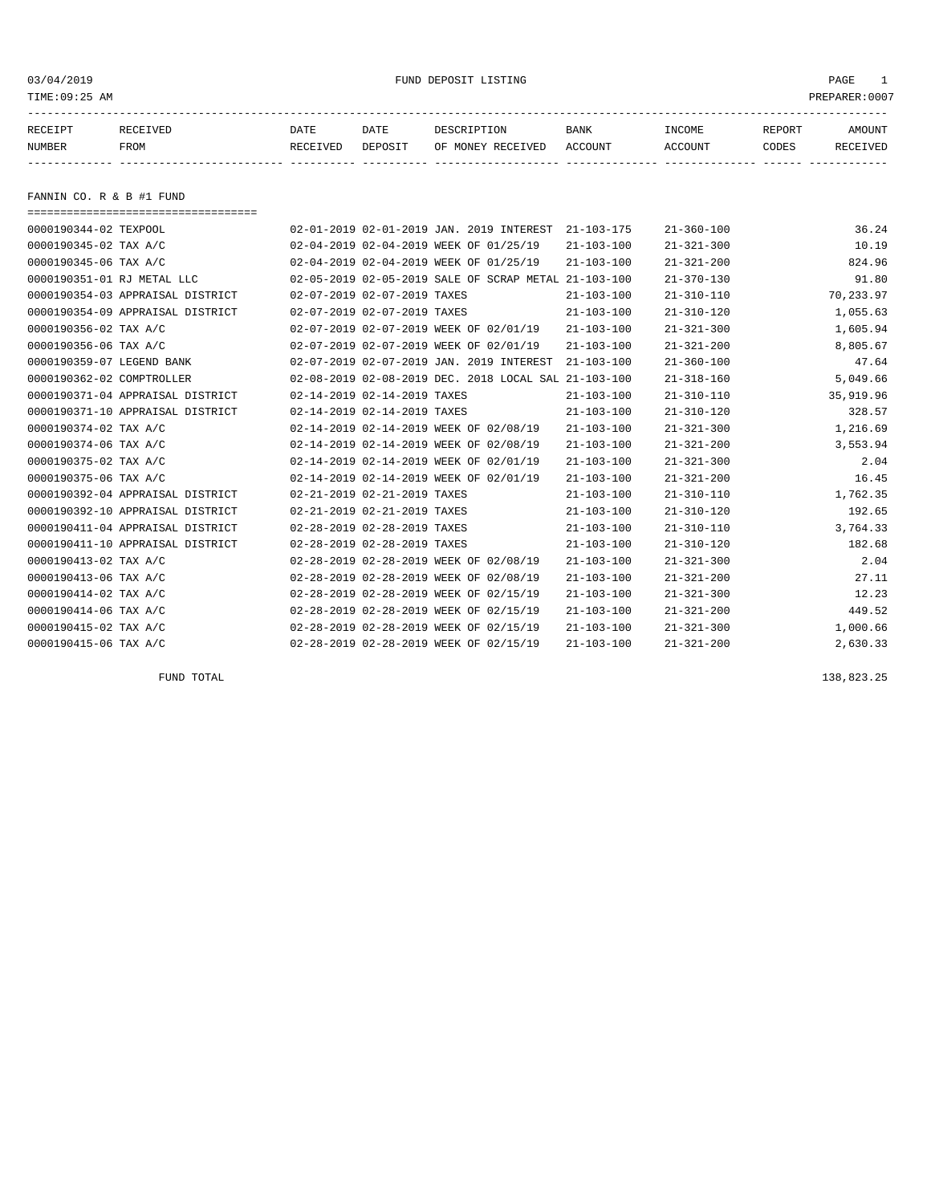03/04/2019 FUND DEPOSIT LISTING

TIME:09:25 AM PREPARER:0007

| RECEIPT NUMBER | RECEIVED FROM | DATE RECEIVED | DATE DEPOSIT | DESCRIPTION OF MONEY RECEIVED | BANK ACCOUNT | INCOME ACCOUNT | REPORT CODES | AMOUNT RECEIVED |
|---|---|---|---|---|---|---|---|---|

## FANNIN CO. R & B #1 FUND

| RECEIPT NUMBER | RECEIVED FROM | DATE RECEIVED | DATE DEPOSIT | DESCRIPTION OF MONEY RECEIVED | BANK ACCOUNT | INCOME ACCOUNT | REPORT CODES | AMOUNT RECEIVED |
|---|---|---|---|---|---|---|---|---|
| 0000190344-02 | TEXPOOL | 02-01-2019 | 02-01-2019 | JAN. 2019 INTEREST | 21-103-175 | 21-360-100 | | 36.24 |
| 0000190345-02 | TAX A/C | 02-04-2019 | 02-04-2019 | WEEK OF 01/25/19 | 21-103-100 | 21-321-300 | | 10.19 |
| 0000190345-06 | TAX A/C | 02-04-2019 | 02-04-2019 | WEEK OF 01/25/19 | 21-103-100 | 21-321-200 | | 824.96 |
| 0000190351-01 | RJ METAL LLC | 02-05-2019 | 02-05-2019 | SALE OF SCRAP METAL | 21-103-100 | 21-370-130 | | 91.80 |
| 0000190354-03 | APPRAISAL DISTRICT | 02-07-2019 | 02-07-2019 | TAXES | 21-103-100 | 21-310-110 | | 70,233.97 |
| 0000190354-09 | APPRAISAL DISTRICT | 02-07-2019 | 02-07-2019 | TAXES | 21-103-100 | 21-310-120 | | 1,055.63 |
| 0000190356-02 | TAX A/C | 02-07-2019 | 02-07-2019 | WEEK OF 02/01/19 | 21-103-100 | 21-321-300 | | 1,605.94 |
| 0000190356-06 | TAX A/C | 02-07-2019 | 02-07-2019 | WEEK OF 02/01/19 | 21-103-100 | 21-321-200 | | 8,805.67 |
| 0000190359-07 | LEGEND BANK | 02-07-2019 | 02-07-2019 | JAN. 2019 INTEREST | 21-103-100 | 21-360-100 | | 47.64 |
| 0000190362-02 | COMPTROLLER | 02-08-2019 | 02-08-2019 | DEC. 2018 LOCAL SAL | 21-103-100 | 21-318-160 | | 5,049.66 |
| 0000190371-04 | APPRAISAL DISTRICT | 02-14-2019 | 02-14-2019 | TAXES | 21-103-100 | 21-310-110 | | 35,919.96 |
| 0000190371-10 | APPRAISAL DISTRICT | 02-14-2019 | 02-14-2019 | TAXES | 21-103-100 | 21-310-120 | | 328.57 |
| 0000190374-02 | TAX A/C | 02-14-2019 | 02-14-2019 | WEEK OF 02/08/19 | 21-103-100 | 21-321-300 | | 1,216.69 |
| 0000190374-06 | TAX A/C | 02-14-2019 | 02-14-2019 | WEEK OF 02/08/19 | 21-103-100 | 21-321-200 | | 3,553.94 |
| 0000190375-02 | TAX A/C | 02-14-2019 | 02-14-2019 | WEEK OF 02/01/19 | 21-103-100 | 21-321-300 | | 2.04 |
| 0000190375-06 | TAX A/C | 02-14-2019 | 02-14-2019 | WEEK OF 02/01/19 | 21-103-100 | 21-321-200 | | 16.45 |
| 0000190392-04 | APPRAISAL DISTRICT | 02-21-2019 | 02-21-2019 | TAXES | 21-103-100 | 21-310-110 | | 1,762.35 |
| 0000190392-10 | APPRAISAL DISTRICT | 02-21-2019 | 02-21-2019 | TAXES | 21-103-100 | 21-310-120 | | 192.65 |
| 0000190411-04 | APPRAISAL DISTRICT | 02-28-2019 | 02-28-2019 | TAXES | 21-103-100 | 21-310-110 | | 3,764.33 |
| 0000190411-10 | APPRAISAL DISTRICT | 02-28-2019 | 02-28-2019 | TAXES | 21-103-100 | 21-310-120 | | 182.68 |
| 0000190413-02 | TAX A/C | 02-28-2019 | 02-28-2019 | WEEK OF 02/08/19 | 21-103-100 | 21-321-300 | | 2.04 |
| 0000190413-06 | TAX A/C | 02-28-2019 | 02-28-2019 | WEEK OF 02/08/19 | 21-103-100 | 21-321-200 | | 27.11 |
| 0000190414-02 | TAX A/C | 02-28-2019 | 02-28-2019 | WEEK OF 02/15/19 | 21-103-100 | 21-321-300 | | 12.23 |
| 0000190414-06 | TAX A/C | 02-28-2019 | 02-28-2019 | WEEK OF 02/15/19 | 21-103-100 | 21-321-200 | | 449.52 |
| 0000190415-02 | TAX A/C | 02-28-2019 | 02-28-2019 | WEEK OF 02/15/19 | 21-103-100 | 21-321-300 | | 1,000.66 |
| 0000190415-06 | TAX A/C | 02-28-2019 | 02-28-2019 | WEEK OF 02/15/19 | 21-103-100 | 21-321-200 | | 2,630.33 |
| | FUND TOTAL | | | | | | | 138,823.25 |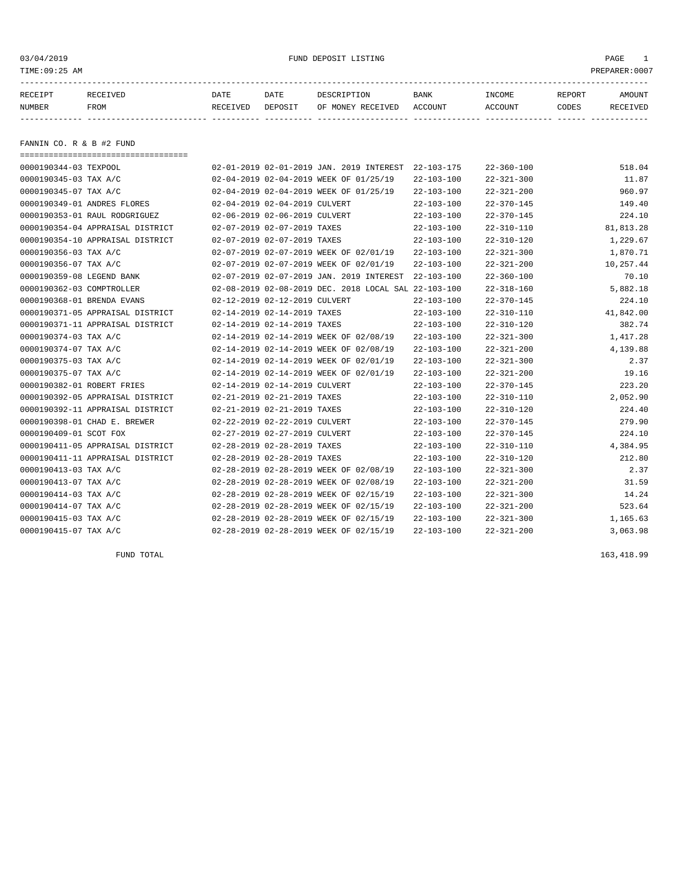03/04/2019 FUND DEPOSIT LISTING

TIME:09:25 AM PREPARER:0007

| RECEIPT NUMBER | RECEIVED FROM | DATE RECEIVED | DATE DEPOSIT | DESCRIPTION OF MONEY RECEIVED | BANK ACCOUNT | INCOME ACCOUNT | REPORT CODES | AMOUNT RECEIVED |
|---|---|---|---|---|---|---|---|---|

## FANNIN CO. R & B #2 FUND

| RECEIPT NUMBER | RECEIVED FROM | DATE RECEIVED | DATE DEPOSIT | DESCRIPTION OF MONEY RECEIVED | BANK ACCOUNT | INCOME ACCOUNT | REPORT CODES | AMOUNT RECEIVED |
|---|---|---|---|---|---|---|---|---|
| 0000190344-03 | TEXPOOL | 02-01-2019 | 02-01-2019 | JAN. 2019 INTEREST | 22-103-175 | 22-360-100 | | 518.04 |
| 0000190345-03 | TAX A/C | 02-04-2019 | 02-04-2019 | WEEK OF 01/25/19 | 22-103-100 | 22-321-300 | | 11.87 |
| 0000190345-07 | TAX A/C | 02-04-2019 | 02-04-2019 | WEEK OF 01/25/19 | 22-103-100 | 22-321-200 | | 960.97 |
| 0000190349-01 | ANDRES FLORES | 02-04-2019 | 02-04-2019 | CULVERT | 22-103-100 | 22-370-145 | | 149.40 |
| 0000190353-01 | RAUL RODGRIGUEZ | 02-06-2019 | 02-06-2019 | CULVERT | 22-103-100 | 22-370-145 | | 224.10 |
| 0000190354-04 | APPRAISAL DISTRICT | 02-07-2019 | 02-07-2019 | TAXES | 22-103-100 | 22-310-110 | | 81,813.28 |
| 0000190354-10 | APPRAISAL DISTRICT | 02-07-2019 | 02-07-2019 | TAXES | 22-103-100 | 22-310-120 | | 1,229.67 |
| 0000190356-03 | TAX A/C | 02-07-2019 | 02-07-2019 | WEEK OF 02/01/19 | 22-103-100 | 22-321-300 | | 1,870.71 |
| 0000190356-07 | TAX A/C | 02-07-2019 | 02-07-2019 | WEEK OF 02/01/19 | 22-103-100 | 22-321-200 | | 10,257.44 |
| 0000190359-08 | LEGEND BANK | 02-07-2019 | 02-07-2019 | JAN. 2019 INTEREST | 22-103-100 | 22-360-100 | | 70.10 |
| 0000190362-03 | COMPTROLLER | 02-08-2019 | 02-08-2019 | DEC. 2018 LOCAL SAL | 22-103-100 | 22-318-160 | | 5,882.18 |
| 0000190368-01 | BRENDA EVANS | 02-12-2019 | 02-12-2019 | CULVERT | 22-103-100 | 22-370-145 | | 224.10 |
| 0000190371-05 | APPRAISAL DISTRICT | 02-14-2019 | 02-14-2019 | TAXES | 22-103-100 | 22-310-110 | | 41,842.00 |
| 0000190371-11 | APPRAISAL DISTRICT | 02-14-2019 | 02-14-2019 | TAXES | 22-103-100 | 22-310-120 | | 382.74 |
| 0000190374-03 | TAX A/C | 02-14-2019 | 02-14-2019 | WEEK OF 02/08/19 | 22-103-100 | 22-321-300 | | 1,417.28 |
| 0000190374-07 | TAX A/C | 02-14-2019 | 02-14-2019 | WEEK OF 02/08/19 | 22-103-100 | 22-321-200 | | 4,139.88 |
| 0000190375-03 | TAX A/C | 02-14-2019 | 02-14-2019 | WEEK OF 02/01/19 | 22-103-100 | 22-321-300 | | 2.37 |
| 0000190375-07 | TAX A/C | 02-14-2019 | 02-14-2019 | WEEK OF 02/01/19 | 22-103-100 | 22-321-200 | | 19.16 |
| 0000190382-01 | ROBERT FRIES | 02-14-2019 | 02-14-2019 | CULVERT | 22-103-100 | 22-370-145 | | 223.20 |
| 0000190392-05 | APPRAISAL DISTRICT | 02-21-2019 | 02-21-2019 | TAXES | 22-103-100 | 22-310-110 | | 2,052.90 |
| 0000190392-11 | APPRAISAL DISTRICT | 02-21-2019 | 02-21-2019 | TAXES | 22-103-100 | 22-310-120 | | 224.40 |
| 0000190398-01 | CHAD E. BREWER | 02-22-2019 | 02-22-2019 | CULVERT | 22-103-100 | 22-370-145 | | 279.90 |
| 0000190409-01 | SCOT FOX | 02-27-2019 | 02-27-2019 | CULVERT | 22-103-100 | 22-370-145 | | 224.10 |
| 0000190411-05 | APPRAISAL DISTRICT | 02-28-2019 | 02-28-2019 | TAXES | 22-103-100 | 22-310-110 | | 4,384.95 |
| 0000190411-11 | APPRAISAL DISTRICT | 02-28-2019 | 02-28-2019 | TAXES | 22-103-100 | 22-310-120 | | 212.80 |
| 0000190413-03 | TAX A/C | 02-28-2019 | 02-28-2019 | WEEK OF 02/08/19 | 22-103-100 | 22-321-300 | | 2.37 |
| 0000190413-07 | TAX A/C | 02-28-2019 | 02-28-2019 | WEEK OF 02/08/19 | 22-103-100 | 22-321-200 | | 31.59 |
| 0000190414-03 | TAX A/C | 02-28-2019 | 02-28-2019 | WEEK OF 02/15/19 | 22-103-100 | 22-321-300 | | 14.24 |
| 0000190414-07 | TAX A/C | 02-28-2019 | 02-28-2019 | WEEK OF 02/15/19 | 22-103-100 | 22-321-200 | | 523.64 |
| 0000190415-03 | TAX A/C | 02-28-2019 | 02-28-2019 | WEEK OF 02/15/19 | 22-103-100 | 22-321-300 | | 1,165.63 |
| 0000190415-07 | TAX A/C | 02-28-2019 | 02-28-2019 | WEEK OF 02/15/19 | 22-103-100 | 22-321-200 | | 3,063.98 |
| | FUND TOTAL | | | | | | | 163,418.99 |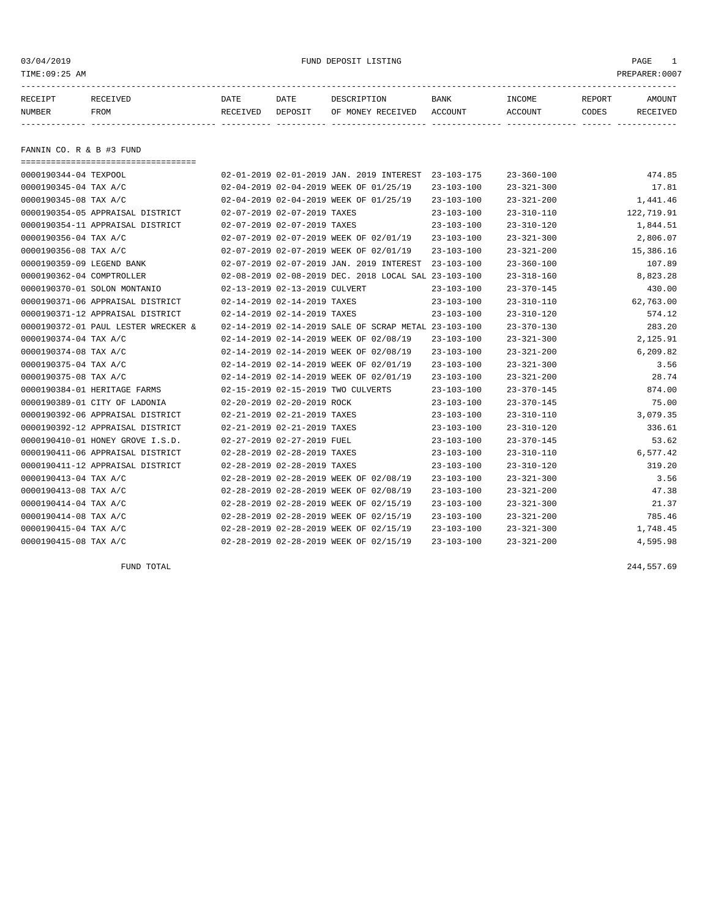03/04/2019 FUND DEPOSIT LISTING PAGE 1
TIME:09:25 AM PREPARER:0007

## FANNIN CO. R & B #3 FUND

| RECEIPT NUMBER | RECEIVED FROM | DATE RECEIVED | DATE DEPOSIT | DESCRIPTION OF MONEY RECEIVED | BANK ACCOUNT | INCOME ACCOUNT | REPORT CODES | AMOUNT RECEIVED |
|---|---|---|---|---|---|---|---|---|
| 0000190344-04 | TEXPOOL | 02-01-2019 | 02-01-2019 | JAN. 2019 INTEREST | 23-103-175 | 23-360-100 | | 474.85 |
| 0000190345-04 | TAX A/C | 02-04-2019 | 02-04-2019 | WEEK OF 01/25/19 | 23-103-100 | 23-321-300 | | 17.81 |
| 0000190345-08 | TAX A/C | 02-04-2019 | 02-04-2019 | WEEK OF 01/25/19 | 23-103-100 | 23-321-200 | | 1,441.46 |
| 0000190354-05 | APPRAISAL DISTRICT | 02-07-2019 | 02-07-2019 | TAXES | 23-103-100 | 23-310-110 | | 122,719.91 |
| 0000190354-11 | APPRAISAL DISTRICT | 02-07-2019 | 02-07-2019 | TAXES | 23-103-100 | 23-310-120 | | 1,844.51 |
| 0000190356-04 | TAX A/C | 02-07-2019 | 02-07-2019 | WEEK OF 02/01/19 | 23-103-100 | 23-321-300 | | 2,806.07 |
| 0000190356-08 | TAX A/C | 02-07-2019 | 02-07-2019 | WEEK OF 02/01/19 | 23-103-100 | 23-321-200 | | 15,386.16 |
| 0000190359-09 | LEGEND BANK | 02-07-2019 | 02-07-2019 | JAN. 2019 INTEREST | 23-103-100 | 23-360-100 | | 107.89 |
| 0000190362-04 | COMPTROLLER | 02-08-2019 | 02-08-2019 | DEC. 2018 LOCAL SAL | 23-103-100 | 23-318-160 | | 8,823.28 |
| 0000190370-01 | SOLON MONTANIO | 02-13-2019 | 02-13-2019 | CULVERT | 23-103-100 | 23-370-145 | | 430.00 |
| 0000190371-06 | APPRAISAL DISTRICT | 02-14-2019 | 02-14-2019 | TAXES | 23-103-100 | 23-310-110 | | 62,763.00 |
| 0000190371-12 | APPRAISAL DISTRICT | 02-14-2019 | 02-14-2019 | TAXES | 23-103-100 | 23-310-120 | | 574.12 |
| 0000190372-01 | PAUL LESTER WRECKER & | 02-14-2019 | 02-14-2019 | SALE OF SCRAP METAL | 23-103-100 | 23-370-130 | | 283.20 |
| 0000190374-04 | TAX A/C | 02-14-2019 | 02-14-2019 | WEEK OF 02/08/19 | 23-103-100 | 23-321-300 | | 2,125.91 |
| 0000190374-08 | TAX A/C | 02-14-2019 | 02-14-2019 | WEEK OF 02/08/19 | 23-103-100 | 23-321-200 | | 6,209.82 |
| 0000190375-04 | TAX A/C | 02-14-2019 | 02-14-2019 | WEEK OF 02/01/19 | 23-103-100 | 23-321-300 | | 3.56 |
| 0000190375-08 | TAX A/C | 02-14-2019 | 02-14-2019 | WEEK OF 02/01/19 | 23-103-100 | 23-321-200 | | 28.74 |
| 0000190384-01 | HERITAGE FARMS | 02-15-2019 | 02-15-2019 | TWO CULVERTS | 23-103-100 | 23-370-145 | | 874.00 |
| 0000190389-01 | CITY OF LADONIA | 02-20-2019 | 02-20-2019 | ROCK | 23-103-100 | 23-370-145 | | 75.00 |
| 0000190392-06 | APPRAISAL DISTRICT | 02-21-2019 | 02-21-2019 | TAXES | 23-103-100 | 23-310-110 | | 3,079.35 |
| 0000190392-12 | APPRAISAL DISTRICT | 02-21-2019 | 02-21-2019 | TAXES | 23-103-100 | 23-310-120 | | 336.61 |
| 0000190410-01 | HONEY GROVE I.S.D. | 02-27-2019 | 02-27-2019 | FUEL | 23-103-100 | 23-370-145 | | 53.62 |
| 0000190411-06 | APPRAISAL DISTRICT | 02-28-2019 | 02-28-2019 | TAXES | 23-103-100 | 23-310-110 | | 6,577.42 |
| 0000190411-12 | APPRAISAL DISTRICT | 02-28-2019 | 02-28-2019 | TAXES | 23-103-100 | 23-310-120 | | 319.20 |
| 0000190413-04 | TAX A/C | 02-28-2019 | 02-28-2019 | WEEK OF 02/08/19 | 23-103-100 | 23-321-300 | | 3.56 |
| 0000190413-08 | TAX A/C | 02-28-2019 | 02-28-2019 | WEEK OF 02/08/19 | 23-103-100 | 23-321-200 | | 47.38 |
| 0000190414-04 | TAX A/C | 02-28-2019 | 02-28-2019 | WEEK OF 02/15/19 | 23-103-100 | 23-321-300 | | 21.37 |
| 0000190414-08 | TAX A/C | 02-28-2019 | 02-28-2019 | WEEK OF 02/15/19 | 23-103-100 | 23-321-200 | | 785.46 |
| 0000190415-04 | TAX A/C | 02-28-2019 | 02-28-2019 | WEEK OF 02/15/19 | 23-103-100 | 23-321-300 | | 1,748.45 |
| 0000190415-08 | TAX A/C | 02-28-2019 | 02-28-2019 | WEEK OF 02/15/19 | 23-103-100 | 23-321-200 | | 4,595.98 |
| | FUND TOTAL | | | | | | | 244,557.69 |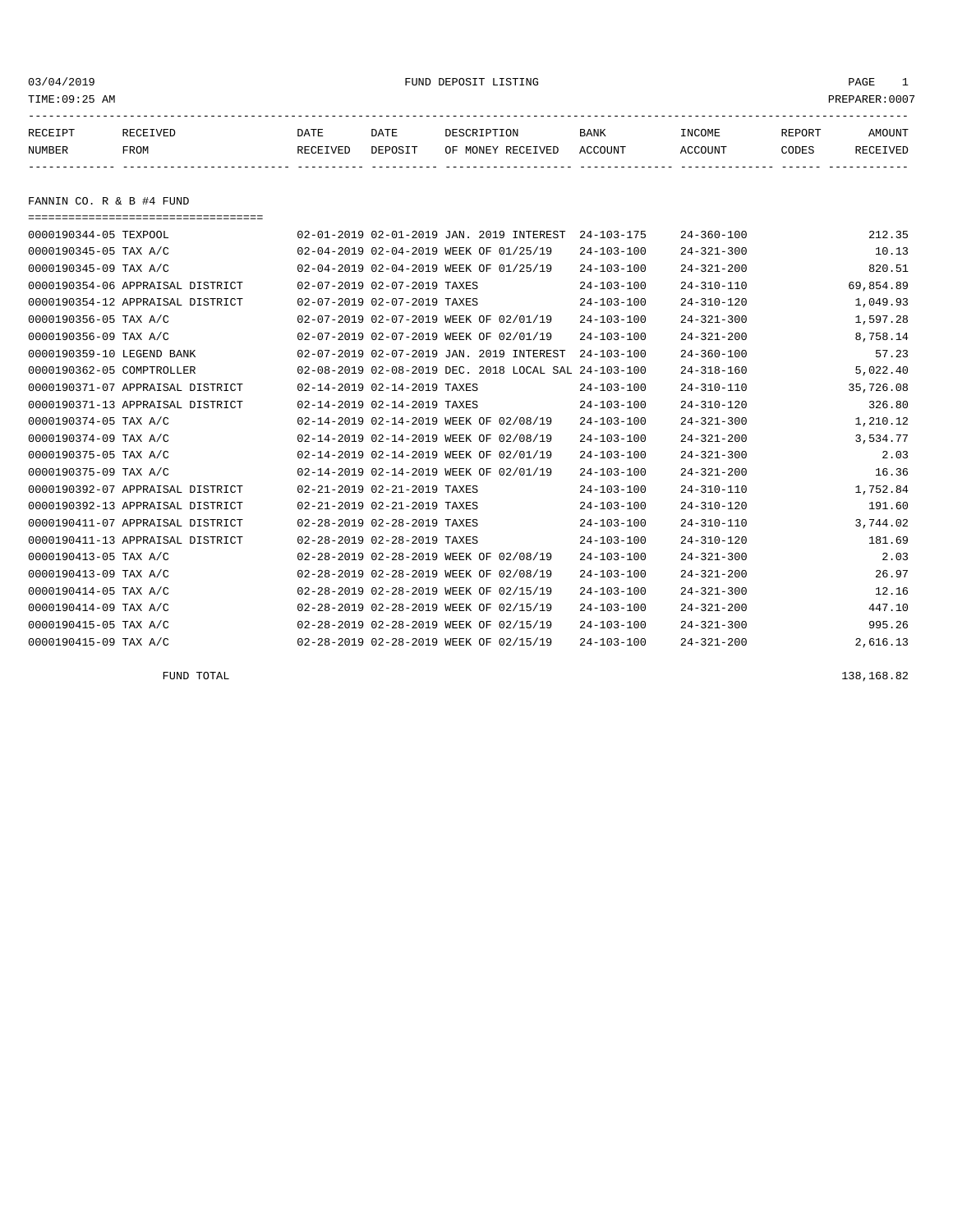03/04/2019 FUND DEPOSIT LISTING PAGE 1
TIME:09:25 AM PREPARER:0007

| RECEIPT NUMBER | RECEIVED FROM | DATE RECEIVED | DATE DEPOSIT | DESCRIPTION OF MONEY RECEIVED | BANK ACCOUNT | INCOME ACCOUNT | REPORT CODES | AMOUNT RECEIVED |
|---|---|---|---|---|---|---|---|---|

## FANNIN CO. R & B #4 FUND

| RECEIPT NUMBER | RECEIVED FROM | DATE RECEIVED | DATE DEPOSIT | DESCRIPTION OF MONEY RECEIVED | BANK ACCOUNT | INCOME ACCOUNT | REPORT CODES | AMOUNT RECEIVED |
|---|---|---|---|---|---|---|---|---|
| 0000190344-05 | TEXPOOL | 02-01-2019 | 02-01-2019 | JAN. 2019 INTEREST | 24-103-175 | 24-360-100 | | 212.35 |
| 0000190345-05 | TAX A/C | 02-04-2019 | 02-04-2019 | WEEK OF 01/25/19 | 24-103-100 | 24-321-300 | | 10.13 |
| 0000190345-09 | TAX A/C | 02-04-2019 | 02-04-2019 | WEEK OF 01/25/19 | 24-103-100 | 24-321-200 | | 820.51 |
| 0000190354-06 | APPRAISAL DISTRICT | 02-07-2019 | 02-07-2019 | TAXES | 24-103-100 | 24-310-110 | | 69,854.89 |
| 0000190354-12 | APPRAISAL DISTRICT | 02-07-2019 | 02-07-2019 | TAXES | 24-103-100 | 24-310-120 | | 1,049.93 |
| 0000190356-05 | TAX A/C | 02-07-2019 | 02-07-2019 | WEEK OF 02/01/19 | 24-103-100 | 24-321-300 | | 1,597.28 |
| 0000190356-09 | TAX A/C | 02-07-2019 | 02-07-2019 | WEEK OF 02/01/19 | 24-103-100 | 24-321-200 | | 8,758.14 |
| 0000190359-10 | LEGEND BANK | 02-07-2019 | 02-07-2019 | JAN. 2019 INTEREST | 24-103-100 | 24-360-100 | | 57.23 |
| 0000190362-05 | COMPTROLLER | 02-08-2019 | 02-08-2019 | DEC. 2018 LOCAL SAL | 24-103-100 | 24-318-160 | | 5,022.40 |
| 0000190371-07 | APPRAISAL DISTRICT | 02-14-2019 | 02-14-2019 | TAXES | 24-103-100 | 24-310-110 | | 35,726.08 |
| 0000190371-13 | APPRAISAL DISTRICT | 02-14-2019 | 02-14-2019 | TAXES | 24-103-100 | 24-310-120 | | 326.80 |
| 0000190374-05 | TAX A/C | 02-14-2019 | 02-14-2019 | WEEK OF 02/08/19 | 24-103-100 | 24-321-300 | | 1,210.12 |
| 0000190374-09 | TAX A/C | 02-14-2019 | 02-14-2019 | WEEK OF 02/08/19 | 24-103-100 | 24-321-200 | | 3,534.77 |
| 0000190375-05 | TAX A/C | 02-14-2019 | 02-14-2019 | WEEK OF 02/01/19 | 24-103-100 | 24-321-300 | | 2.03 |
| 0000190375-09 | TAX A/C | 02-14-2019 | 02-14-2019 | WEEK OF 02/01/19 | 24-103-100 | 24-321-200 | | 16.36 |
| 0000190392-07 | APPRAISAL DISTRICT | 02-21-2019 | 02-21-2019 | TAXES | 24-103-100 | 24-310-110 | | 1,752.84 |
| 0000190392-13 | APPRAISAL DISTRICT | 02-21-2019 | 02-21-2019 | TAXES | 24-103-100 | 24-310-120 | | 191.60 |
| 0000190411-07 | APPRAISAL DISTRICT | 02-28-2019 | 02-28-2019 | TAXES | 24-103-100 | 24-310-110 | | 3,744.02 |
| 0000190411-13 | APPRAISAL DISTRICT | 02-28-2019 | 02-28-2019 | TAXES | 24-103-100 | 24-310-120 | | 181.69 |
| 0000190413-05 | TAX A/C | 02-28-2019 | 02-28-2019 | WEEK OF 02/08/19 | 24-103-100 | 24-321-300 | | 2.03 |
| 0000190413-09 | TAX A/C | 02-28-2019 | 02-28-2019 | WEEK OF 02/08/19 | 24-103-100 | 24-321-200 | | 26.97 |
| 0000190414-05 | TAX A/C | 02-28-2019 | 02-28-2019 | WEEK OF 02/15/19 | 24-103-100 | 24-321-300 | | 12.16 |
| 0000190414-09 | TAX A/C | 02-28-2019 | 02-28-2019 | WEEK OF 02/15/19 | 24-103-100 | 24-321-200 | | 447.10 |
| 0000190415-05 | TAX A/C | 02-28-2019 | 02-28-2019 | WEEK OF 02/15/19 | 24-103-100 | 24-321-300 | | 995.26 |
| 0000190415-09 | TAX A/C | 02-28-2019 | 02-28-2019 | WEEK OF 02/15/19 | 24-103-100 | 24-321-200 | | 2,616.13 |

FUND TOTAL 138,168.82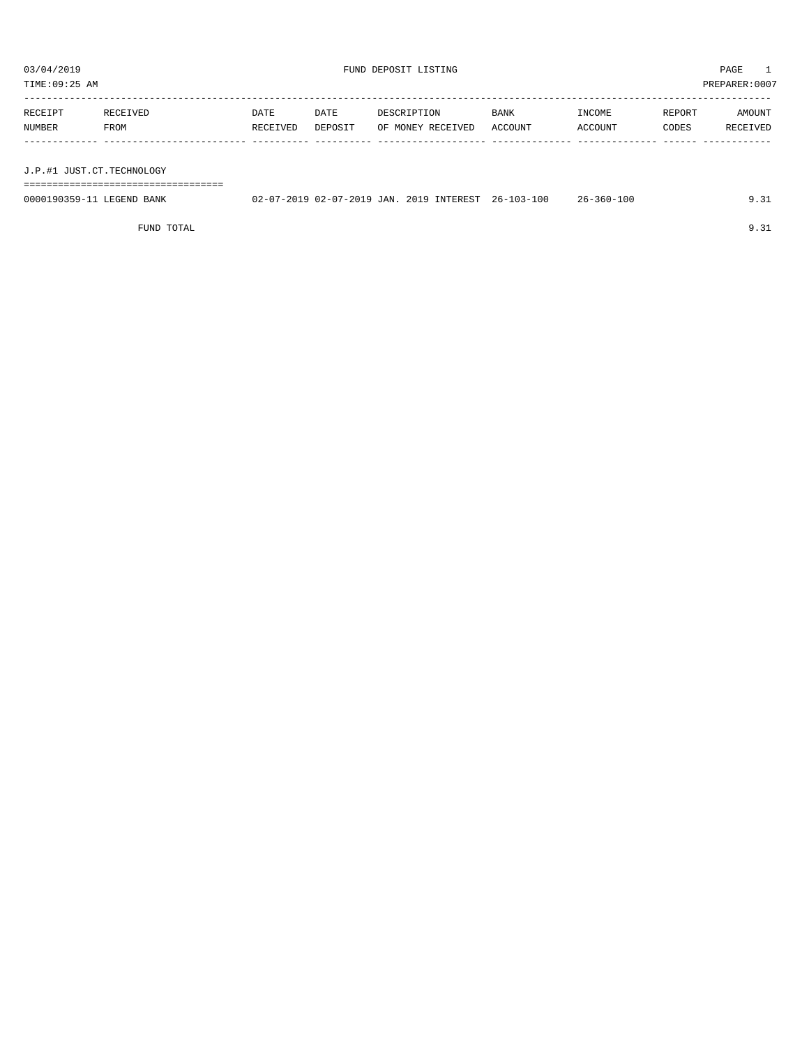03/04/2019 FUND DEPOSIT LISTING PAGE 1

TIME:09:25 AM PREPARER:0007

| RECEIPT NUMBER | RECEIVED FROM | DATE RECEIVED | DATE DEPOSIT | DESCRIPTION OF MONEY RECEIVED | BANK ACCOUNT | INCOME ACCOUNT | REPORT CODES | AMOUNT RECEIVED |
|---|---|---|---|---|---|---|---|---|
| J.P.#1 JUST.CT.TECHNOLOGY | | | | | | | | |
| 0000190359-11 | LEGEND BANK | 02-07-2019 | 02-07-2019 | JAN. 2019 INTEREST | 26-103-100 | 26-360-100 | | 9.31 |
| | FUND TOTAL | | | | | | | 9.31 |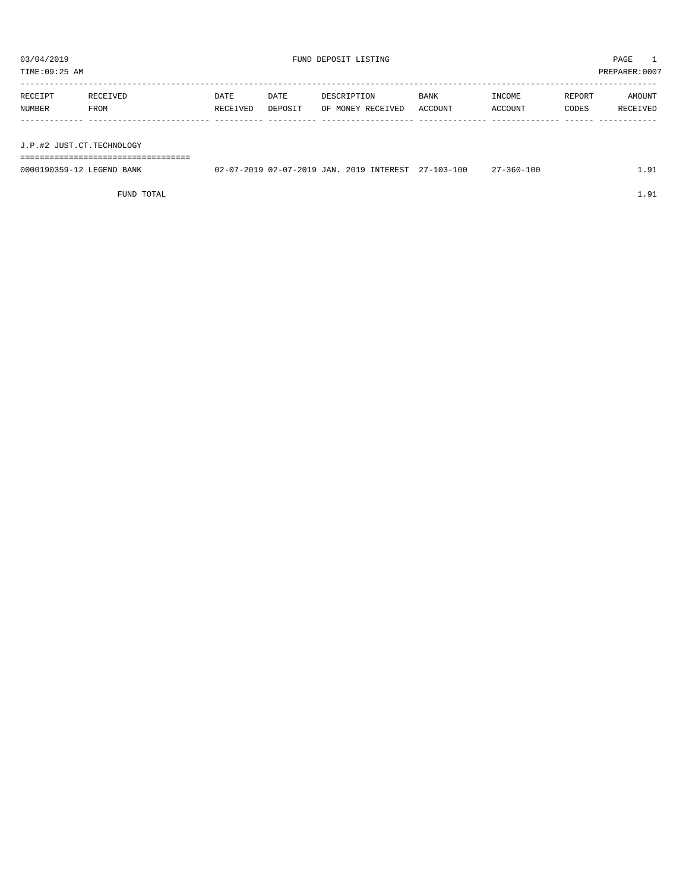03/04/2019 FUND DEPOSIT LISTING PAGE 1
TIME:09:25 AM PREPARER:0007

| RECEIPT NUMBER | RECEIVED FROM | DATE RECEIVED | DATE DEPOSIT | DESCRIPTION OF MONEY RECEIVED | BANK ACCOUNT | INCOME ACCOUNT | REPORT CODES | AMOUNT RECEIVED |
|---|---|---|---|---|---|---|---|---|
| **J.P.#2 JUST.CT.TECHNOLOGY** | | | | | | | | |
| 0000190359-12 | LEGEND BANK | 02-07-2019 | 02-07-2019 | JAN. 2019 INTEREST | 27-103-100 | 27-360-100 | | 1.91 |
| | FUND TOTAL | | | | | | | 1.91 |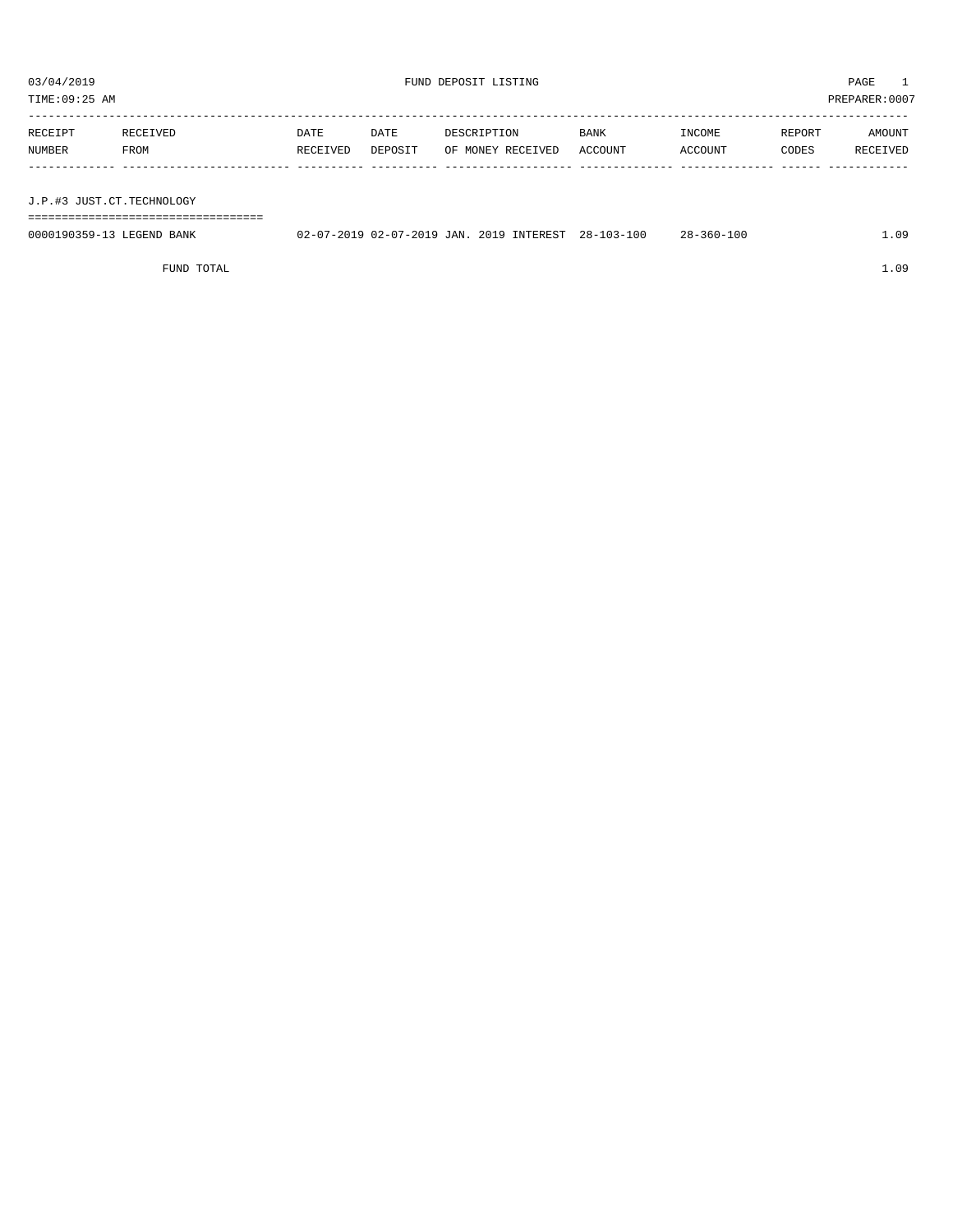03/04/2019 FUND DEPOSIT LISTING

TIME:09:25 AM PREPARER:0007

| RECEIPT NUMBER | RECEIVED FROM | DATE RECEIVED | DATE DEPOSIT | DESCRIPTION OF MONEY RECEIVED | BANK ACCOUNT | INCOME ACCOUNT | REPORT CODES | AMOUNT RECEIVED |
|---|---|---|---|---|---|---|---|---|
| J.P.#3 JUST.CT.TECHNOLOGY | | | | | | | | |
| 0000190359-13 | LEGEND BANK | 02-07-2019 | 02-07-2019 | JAN. 2019 INTEREST | 28-103-100 | 28-360-100 | | 1.09 |
| | FUND TOTAL | | | | | | | 1.09 |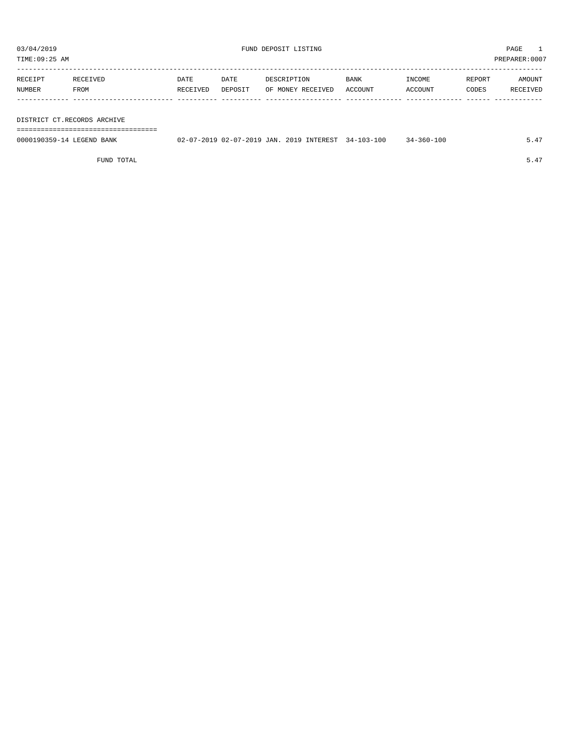03/04/2019 FUND DEPOSIT LISTING PAGE 1
TIME:09:25 AM PREPARER:0007

| RECEIPT NUMBER | RECEIVED FROM | DATE RECEIVED | DATE DEPOSIT | DESCRIPTION OF MONEY RECEIVED | BANK ACCOUNT | INCOME ACCOUNT | REPORT CODES | AMOUNT RECEIVED |
|---|---|---|---|---|---|---|---|---|
| **DISTRICT CT.RECORDS ARCHIVE** | | | | | | | | |
| 0000190359-14 | LEGEND BANK | 02-07-2019 | 02-07-2019 | JAN. 2019 INTEREST | 34-103-100 | 34-360-100 | | 5.47 |
| | FUND TOTAL | | | | | | | 5.47 |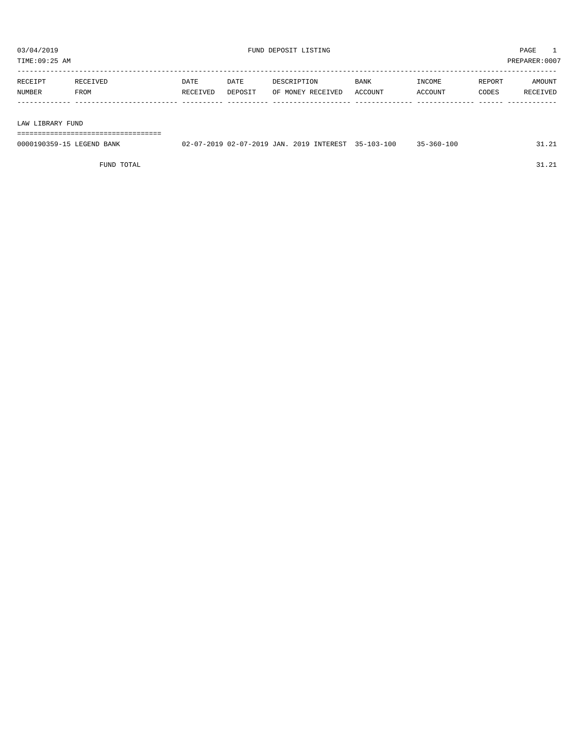03/04/2019 FUND DEPOSIT LISTING

TIME:09:25 AM PREPARER:0007

| RECEIPT NUMBER | RECEIVED FROM | DATE RECEIVED | DATE DEPOSIT | DESCRIPTION OF MONEY RECEIVED | BANK ACCOUNT | INCOME ACCOUNT | REPORT CODES | AMOUNT RECEIVED |
|---|---|---|---|---|---|---|---|---|

## LAW LIBRARY FUND

| RECEIPT NUMBER | RECEIVED FROM | DATE RECEIVED | DATE DEPOSIT | DESCRIPTION OF MONEY RECEIVED | BANK ACCOUNT | INCOME ACCOUNT | REPORT CODES | AMOUNT RECEIVED |
|---|---|---|---|---|---|---|---|---|
| 0000190359-15 | LEGEND BANK | 02-07-2019 | 02-07-2019 | JAN. 2019 INTEREST | 35-103-100 | 35-360-100 | | 31.21 |
| | FUND TOTAL | | | | | | | 31.21 |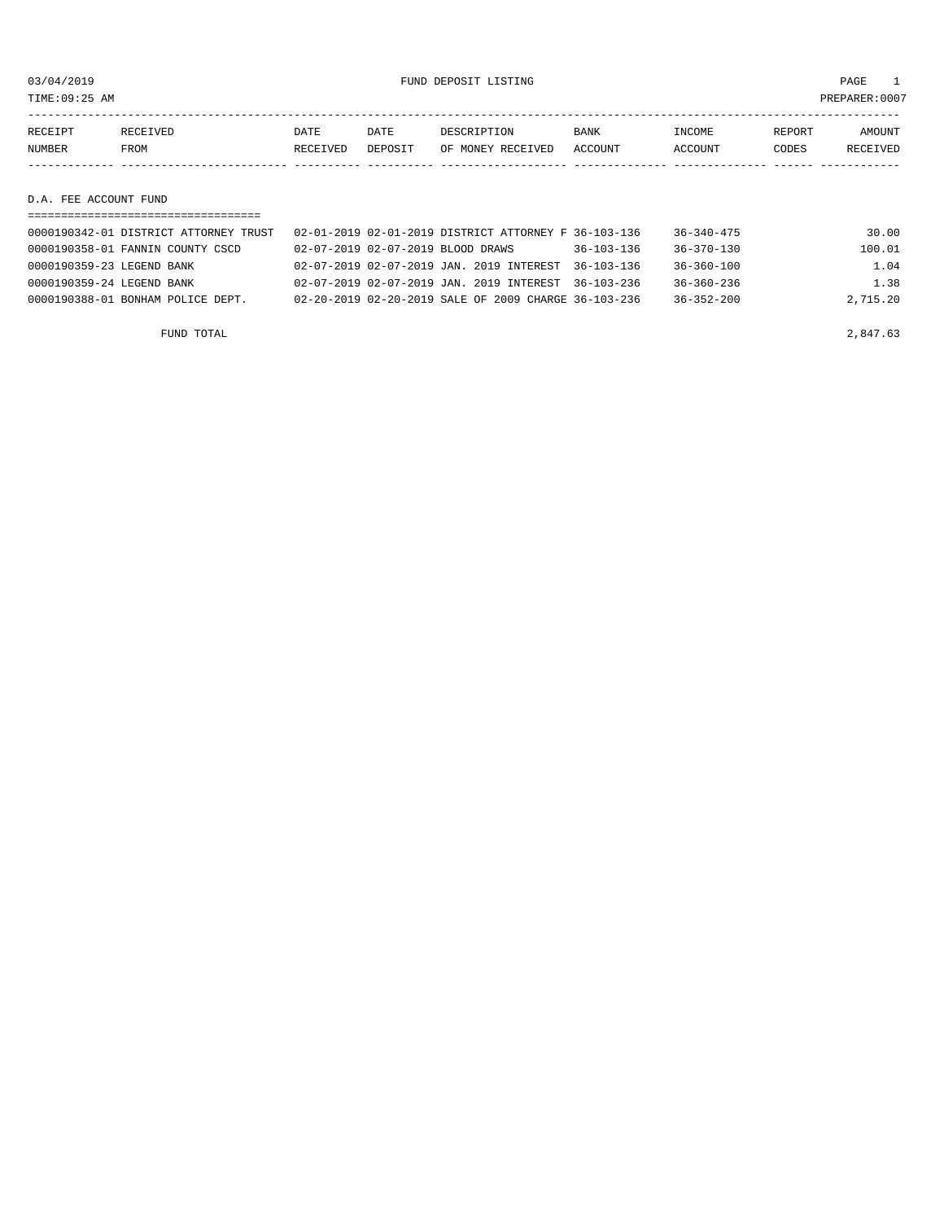FUND DEPOSIT LISTING

03/04/2019
TIME:09:25 AM
PREPARER:0007

| RECEIPT NUMBER | RECEIVED FROM | DATE RECEIVED | DATE DEPOSIT | DESCRIPTION OF MONEY RECEIVED | BANK ACCOUNT | INCOME ACCOUNT | REPORT CODES | AMOUNT RECEIVED |
|---|---|---|---|---|---|---|---|---|

## D.A. FEE ACCOUNT FUND

| RECEIPT NUMBER | RECEIVED FROM | DATE RECEIVED | DATE DEPOSIT | DESCRIPTION OF MONEY RECEIVED | BANK ACCOUNT | INCOME ACCOUNT | REPORT CODES | AMOUNT RECEIVED |
|---|---|---|---|---|---|---|---|---|
| 0000190342-01 | DISTRICT ATTORNEY TRUST | 02-01-2019 | 02-01-2019 | DISTRICT ATTORNEY F | 36-103-136 | 36-340-475 | | 30.00 |
| 0000190358-01 | FANNIN COUNTY CSCD | 02-07-2019 | 02-07-2019 | BLOOD DRAWS | 36-103-136 | 36-370-130 | | 100.01 |
| 0000190359-23 | LEGEND BANK | 02-07-2019 | 02-07-2019 | JAN. 2019 INTEREST | 36-103-136 | 36-360-100 | | 1.04 |
| 0000190359-24 | LEGEND BANK | 02-07-2019 | 02-07-2019 | JAN. 2019 INTEREST | 36-103-236 | 36-360-236 | | 1.38 |
| 0000190388-01 | BONHAM POLICE DEPT. | 02-20-2019 | 02-20-2019 | SALE OF 2009 CHARGE | 36-103-236 | 36-352-200 | | 2,715.20 |
| | FUND TOTAL | | | | | | | 2,847.63 |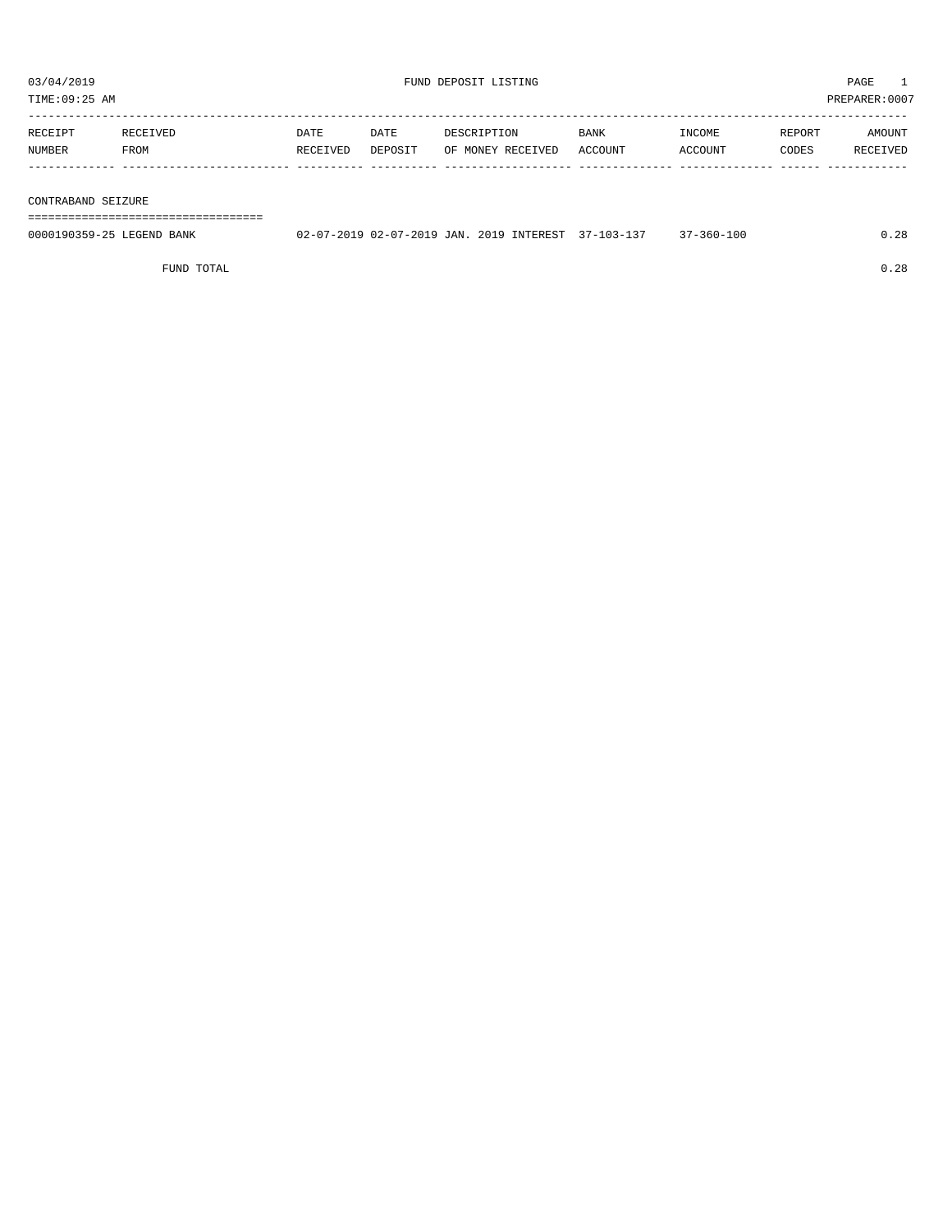03/04/2019 FUND DEPOSIT LISTING

TIME:09:25 AM PREPARER:0007

| RECEIPT NUMBER | RECEIVED FROM | DATE RECEIVED | DATE DEPOSIT | DESCRIPTION OF MONEY RECEIVED | BANK ACCOUNT | INCOME ACCOUNT | REPORT CODES | AMOUNT RECEIVED |
|---|---|---|---|---|---|---|---|---|
| **CONTRABAND SEIZURE** | | | | | | | | |
| 0000190359-25 | LEGEND BANK | 02-07-2019 | 02-07-2019 | JAN. 2019 INTEREST | 37-103-137 | 37-360-100 | | 0.28 |
| | FUND TOTAL | | | | | | | 0.28 |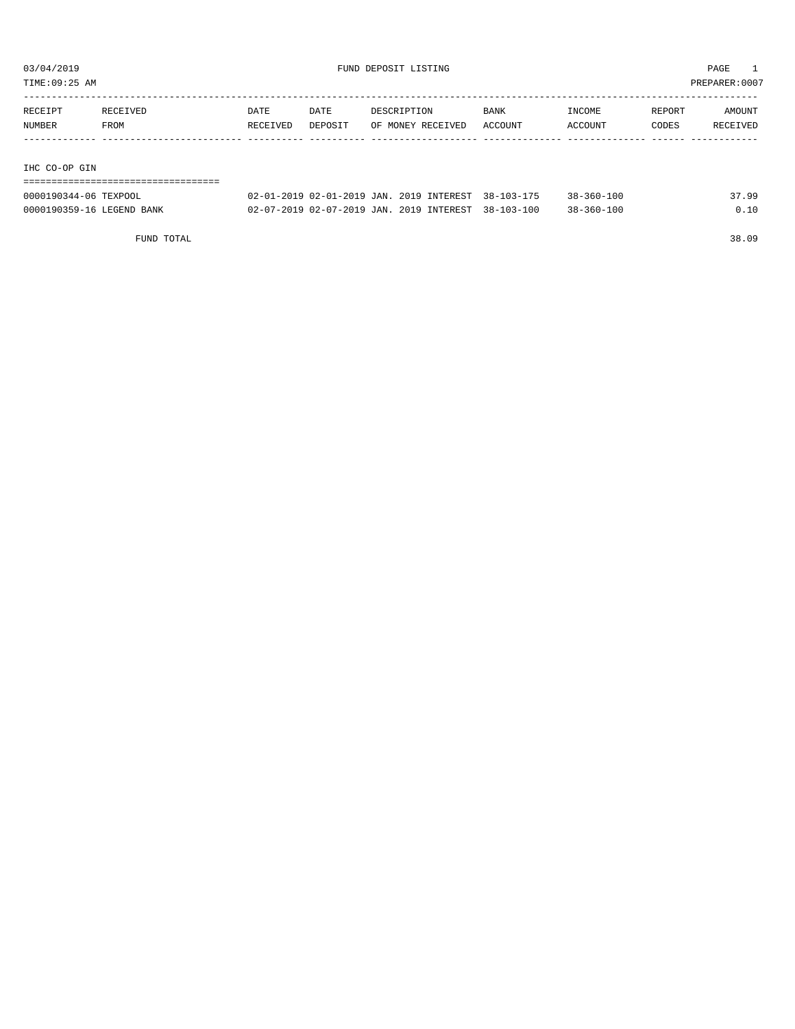03/04/2019 FUND DEPOSIT LISTING PAGE 1

TIME:09:25 AM PREPARER:0007

| RECEIPT NUMBER | RECEIVED FROM | DATE RECEIVED | DATE DEPOSIT | DESCRIPTION OF MONEY RECEIVED | BANK ACCOUNT | INCOME ACCOUNT | REPORT CODES | AMOUNT RECEIVED |
|---|---|---|---|---|---|---|---|---|
| **IHC CO-OP GIN** | | | | | | | | |
| 0000190344-06 | TEXPOOL | 02-01-2019 | 02-01-2019 | JAN. 2019 INTEREST | 38-103-175 | 38-360-100 | | 37.99 |
| 0000190359-16 | LEGEND BANK | 02-07-2019 | 02-07-2019 | JAN. 2019 INTEREST | 38-103-100 | 38-360-100 | | 0.10 |
| | FUND TOTAL | | | | | | | 38.09 |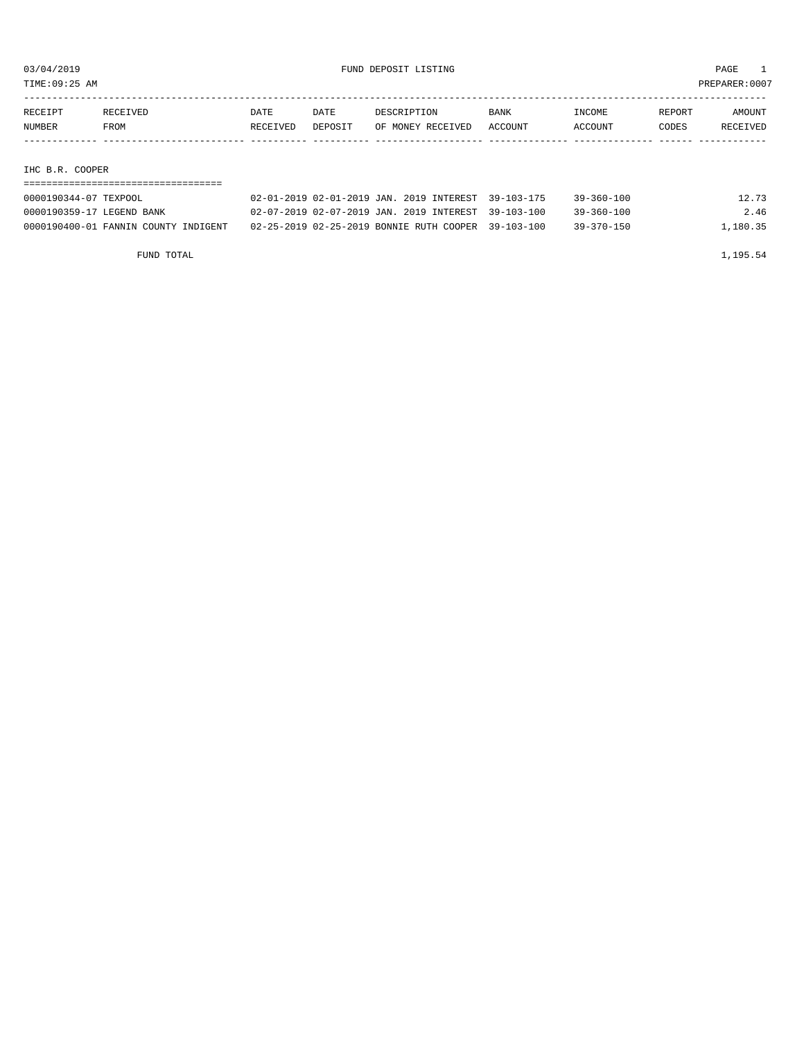03/04/2019 FUND DEPOSIT LISTING PAGE 1

TIME:09:25 AM PREPARER:0007

| RECEIPT NUMBER | RECEIVED FROM | DATE RECEIVED | DATE DEPOSIT | DESCRIPTION OF MONEY RECEIVED | BANK ACCOUNT | INCOME ACCOUNT | REPORT CODES | AMOUNT RECEIVED |
|---|---|---|---|---|---|---|---|---|
| **IHC B.R. COOPER** | | | | | | | | |
| 0000190344-07 | TEXPOOL | 02-01-2019 | 02-01-2019 | JAN. 2019 INTEREST | 39-103-175 | 39-360-100 | | 12.73 |
| 0000190359-17 | LEGEND BANK | 02-07-2019 | 02-07-2019 | JAN. 2019 INTEREST | 39-103-100 | 39-360-100 | | 2.46 |
| 0000190400-01 | FANNIN COUNTY INDIGENT | 02-25-2019 | 02-25-2019 | BONNIE RUTH COOPER | 39-103-100 | 39-370-150 | | 1,180.35 |
| | FUND TOTAL | | | | | | | 1,195.54 |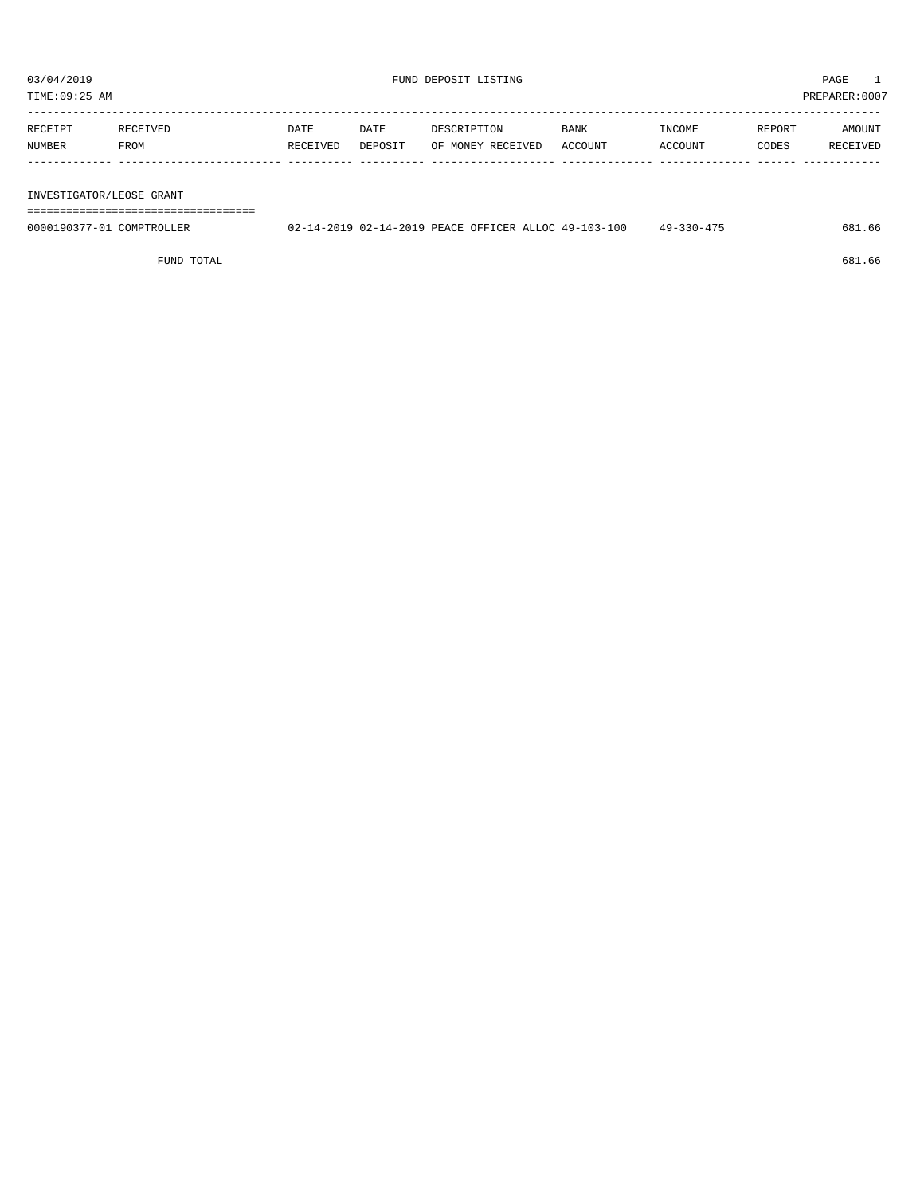03/04/2019 FUND DEPOSIT LISTING

TIME:09:25 AM PREPARER:0007

| RECEIPT NUMBER | RECEIVED FROM | DATE RECEIVED | DATE DEPOSIT | DESCRIPTION OF MONEY RECEIVED | BANK ACCOUNT | INCOME ACCOUNT | REPORT CODES | AMOUNT RECEIVED |
|---|---|---|---|---|---|---|---|---|
| **INVESTIGATOR/LEOSE GRANT** | | | | | | | | |
| 0000190377-01 | COMPTROLLER | 02-14-2019 | 02-14-2019 | PEACE OFFICER ALLOC | 49-103-100 | 49-330-475 | | 681.66 |
| | FUND TOTAL | | | | | | | 681.66 |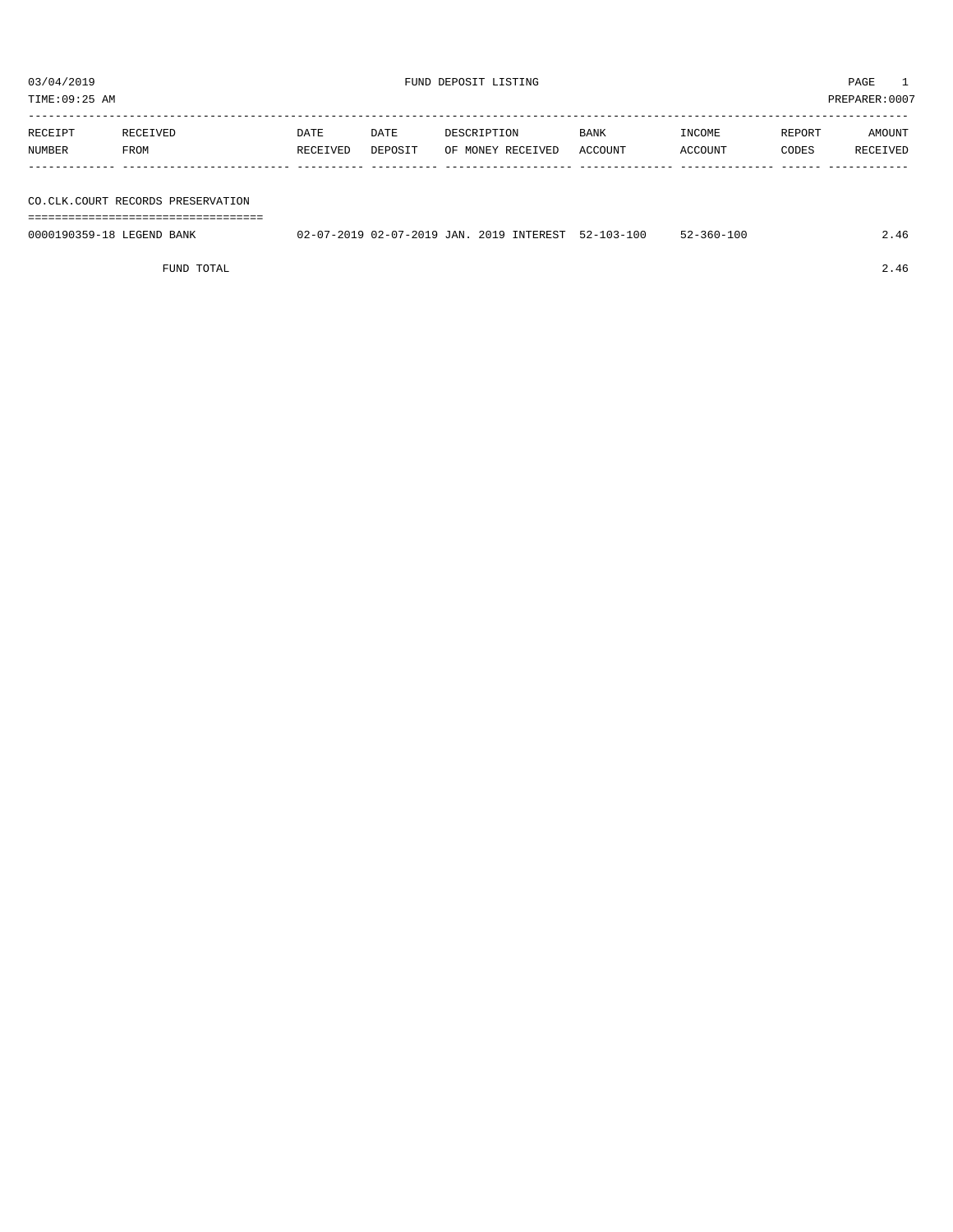03/04/2019 FUND DEPOSIT LISTING PAGE 1

TIME:09:25 AM PREPARER:0007

| RECEIPT NUMBER | RECEIVED FROM | DATE RECEIVED | DATE DEPOSIT | DESCRIPTION OF MONEY RECEIVED | BANK ACCOUNT | INCOME ACCOUNT | REPORT CODES | AMOUNT RECEIVED |
|---|---|---|---|---|---|---|---|---|
| **CO.CLK.COURT RECORDS PRESERVATION** | | | | | | | | |
| 0000190359-18 | LEGEND BANK | 02-07-2019 | 02-07-2019 | JAN. 2019 INTEREST | 52-103-100 | 52-360-100 | | 2.46 |
| | FUND TOTAL | | | | | | | 2.46 |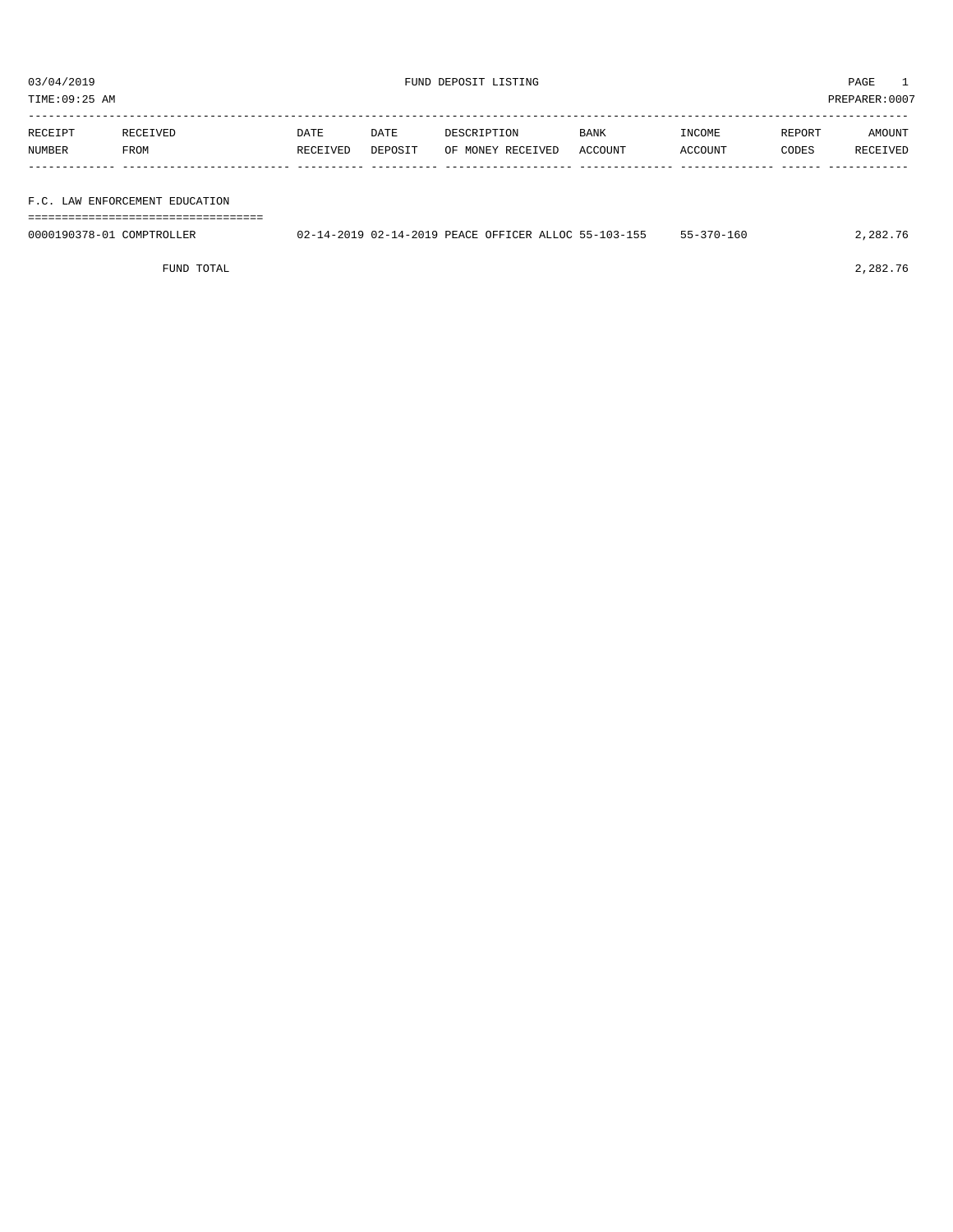03/04/2019 FUND DEPOSIT LISTING PAGE 1
TIME:09:25 AM PREPARER:0007

| RECEIPT NUMBER | RECEIVED FROM | DATE RECEIVED | DATE DEPOSIT | DESCRIPTION OF MONEY RECEIVED | BANK ACCOUNT | INCOME ACCOUNT | REPORT CODES | AMOUNT RECEIVED |
|---|---|---|---|---|---|---|---|---|
| **F.C. LAW ENFORCEMENT EDUCATION** | | | | | | | | |
| 0000190378-01 | COMPTROLLER | 02-14-2019 | 02-14-2019 | PEACE OFFICER ALLOC | 55-103-155 | 55-370-160 | | 2,282.76 |
| | FUND TOTAL | | | | | | | 2,282.76 |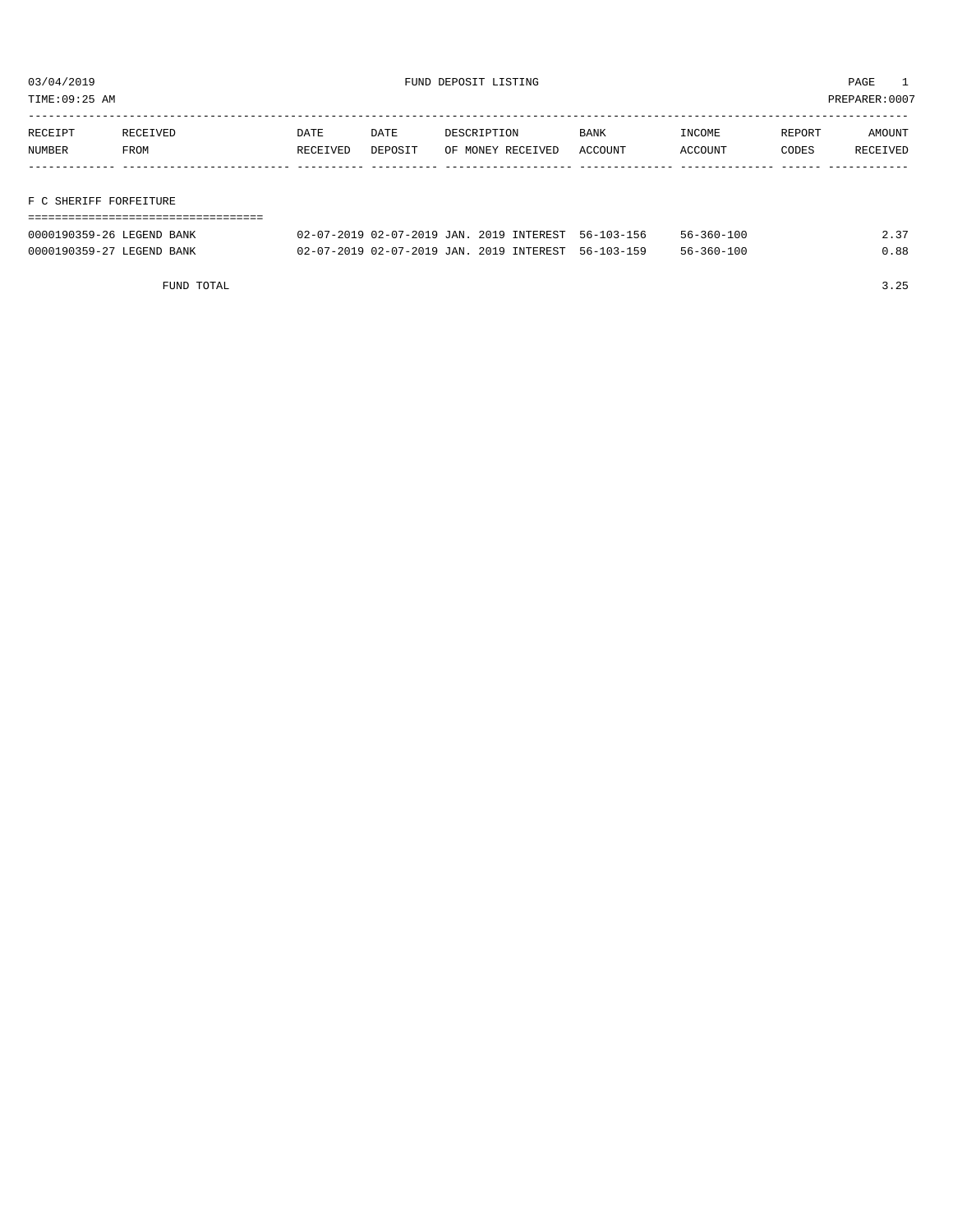03/04/2019 FUND DEPOSIT LISTING

TIME:09:25 AM PREPARER:0007

| RECEIPT NUMBER | RECEIVED FROM | DATE RECEIVED | DATE DEPOSIT | DESCRIPTION OF MONEY RECEIVED | BANK ACCOUNT | INCOME ACCOUNT | REPORT CODES | AMOUNT RECEIVED |
|---|---|---|---|---|---|---|---|---|
| **F C SHERIFF FORFEITURE** | | | | | | | | |
| 0000190359-26 | LEGEND BANK | 02-07-2019 | 02-07-2019 | JAN. 2019 INTEREST | 56-103-156 | 56-360-100 | | 2.37 |
| 0000190359-27 | LEGEND BANK | 02-07-2019 | 02-07-2019 | JAN. 2019 INTEREST | 56-103-159 | 56-360-100 | | 0.88 |
| | FUND TOTAL | | | | | | | 3.25 |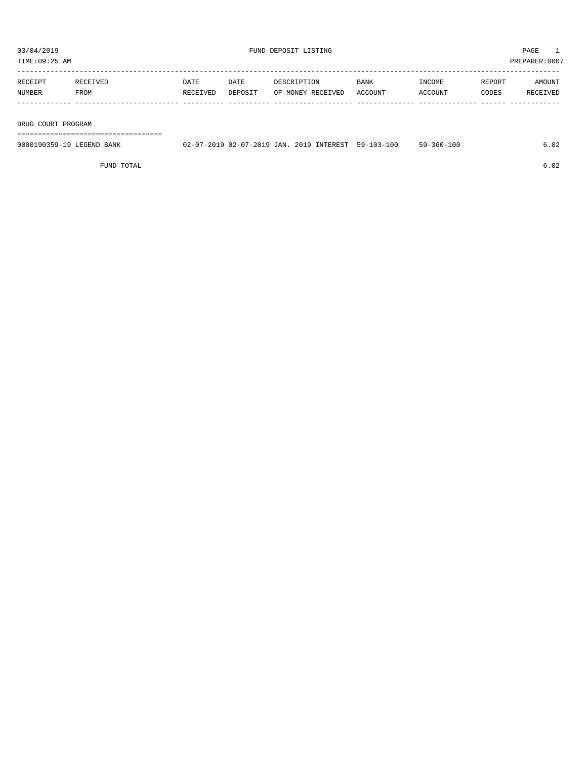03/04/2019 FUND DEPOSIT LISTING

TIME:09:25 AM PREPARER:0007

| RECEIPT NUMBER | RECEIVED FROM | DATE RECEIVED | DATE DEPOSIT | DESCRIPTION OF MONEY RECEIVED | BANK ACCOUNT | INCOME ACCOUNT | REPORT CODES | AMOUNT RECEIVED |
|---|---|---|---|---|---|---|---|---|
| **DRUG COURT PROGRAM** | | | | | | | | |
| 0000190359-19 | LEGEND BANK | 02-07-2019 | 02-07-2019 | JAN. 2019 INTEREST | 59-103-100 | 59-360-100 | | 6.02 |
| | FUND TOTAL | | | | | | | 6.02 |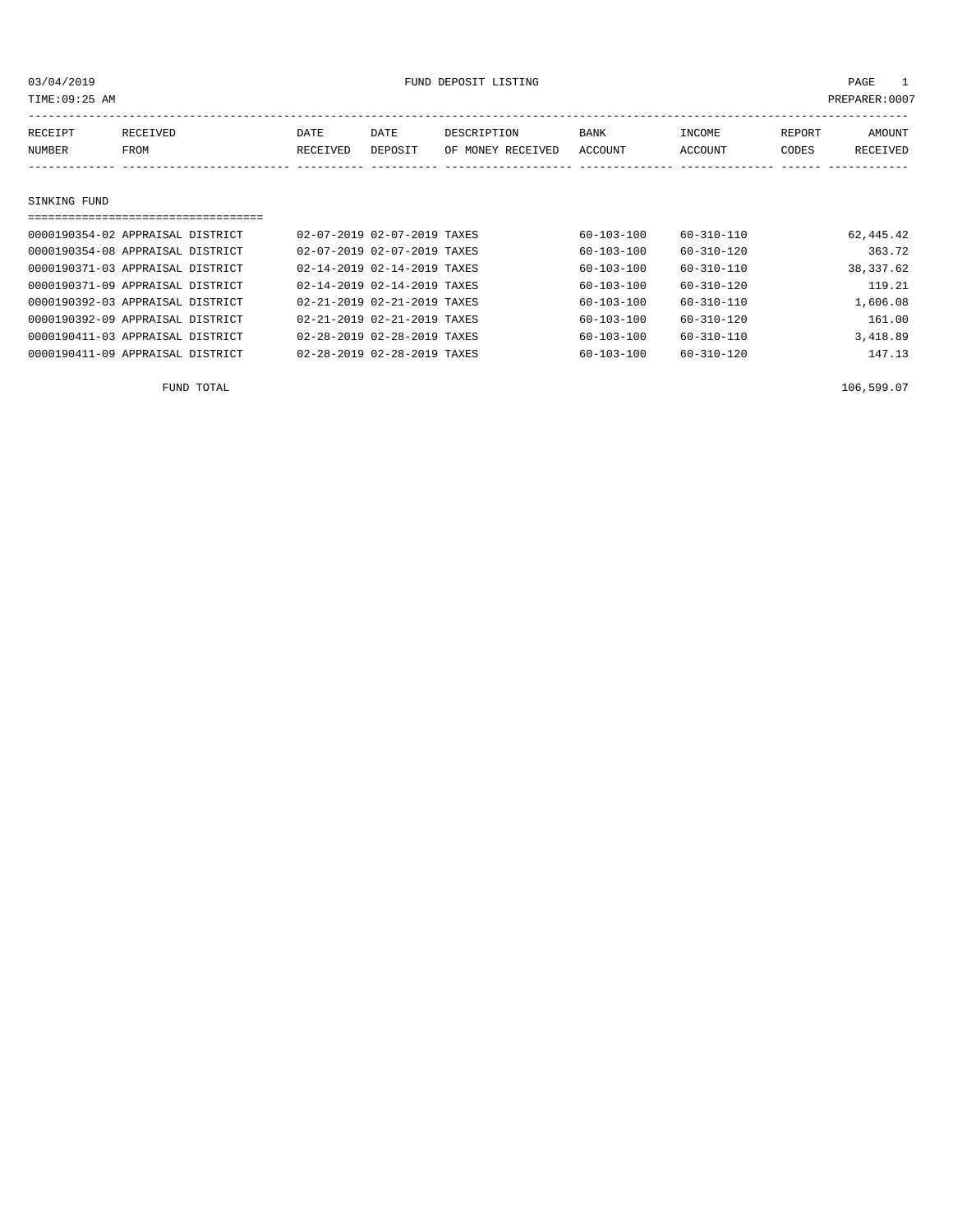03/04/2019 FUND DEPOSIT LISTING PAGE 1
TIME:09:25 AM PREPARER:0007

| RECEIPT NUMBER | RECEIVED FROM | DATE RECEIVED | DATE DEPOSIT | DESCRIPTION OF MONEY RECEIVED | BANK ACCOUNT | INCOME ACCOUNT | REPORT CODES | AMOUNT RECEIVED |
|---|---|---|---|---|---|---|---|---|
| **SINKING FUND** | | | | | | | | |
| 0000190354-02 | APPRAISAL DISTRICT | 02-07-2019 | 02-07-2019 | TAXES | 60-103-100 | 60-310-110 | | 62,445.42 |
| 0000190354-08 | APPRAISAL DISTRICT | 02-07-2019 | 02-07-2019 | TAXES | 60-103-100 | 60-310-120 | | 363.72 |
| 0000190371-03 | APPRAISAL DISTRICT | 02-14-2019 | 02-14-2019 | TAXES | 60-103-100 | 60-310-110 | | 38,337.62 |
| 0000190371-09 | APPRAISAL DISTRICT | 02-14-2019 | 02-14-2019 | TAXES | 60-103-100 | 60-310-120 | | 119.21 |
| 0000190392-03 | APPRAISAL DISTRICT | 02-21-2019 | 02-21-2019 | TAXES | 60-103-100 | 60-310-110 | | 1,606.08 |
| 0000190392-09 | APPRAISAL DISTRICT | 02-21-2019 | 02-21-2019 | TAXES | 60-103-100 | 60-310-120 | | 161.00 |
| 0000190411-03 | APPRAISAL DISTRICT | 02-28-2019 | 02-28-2019 | TAXES | 60-103-100 | 60-310-110 | | 3,418.89 |
| 0000190411-09 | APPRAISAL DISTRICT | 02-28-2019 | 02-28-2019 | TAXES | 60-103-100 | 60-310-120 | | 147.13 |
| | FUND TOTAL | | | | | | | 106,599.07 |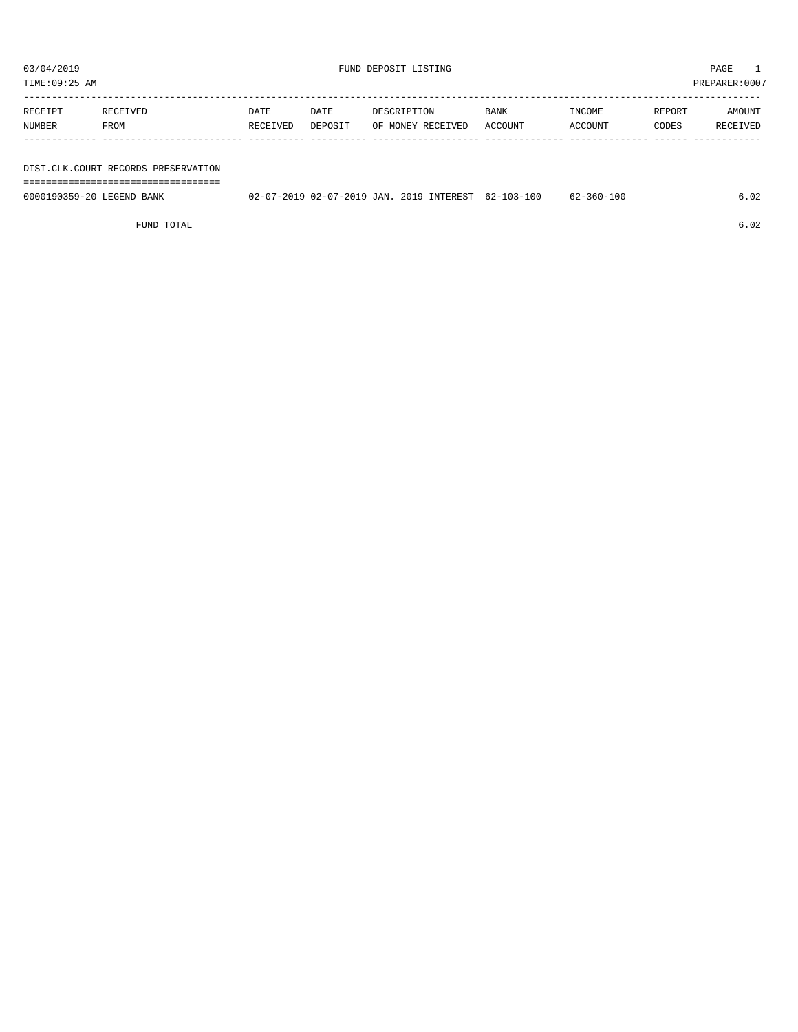03/04/2019 FUND DEPOSIT LISTING PAGE 1

TIME:09:25 AM PREPARER:0007

| RECEIPT NUMBER | RECEIVED FROM | DATE RECEIVED | DATE DEPOSIT | DESCRIPTION OF MONEY RECEIVED | BANK ACCOUNT | INCOME ACCOUNT | REPORT CODES | AMOUNT RECEIVED |
|---|---|---|---|---|---|---|---|---|
| **DIST.CLK.COURT RECORDS PRESERVATION** | | | | | | | | |
| 0000190359-20 | LEGEND BANK | 02-07-2019 | 02-07-2019 | JAN. 2019 INTEREST | 62-103-100 | 62-360-100 | | 6.02 |
| | FUND TOTAL | | | | | | | 6.02 |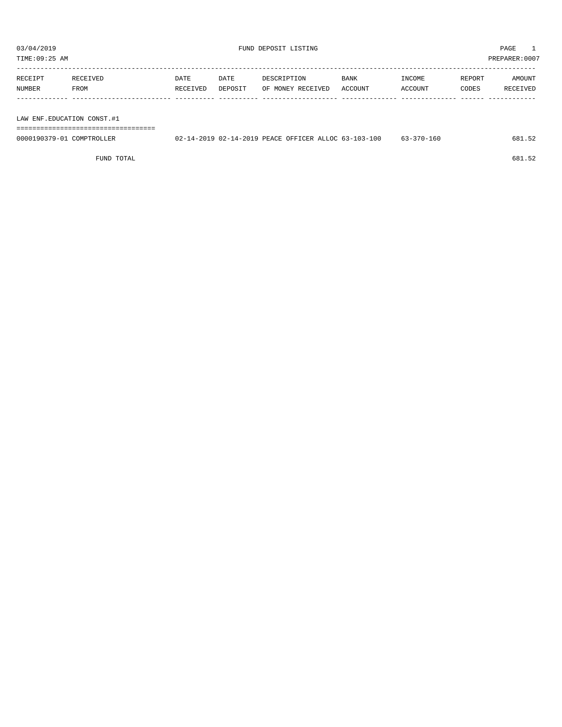03/04/2019 FUND DEPOSIT LISTING PAGE 1
TIME:09:25 AM PREPARER:0007

| RECEIPT NUMBER | RECEIVED FROM | DATE RECEIVED | DATE DEPOSIT | DESCRIPTION OF MONEY RECEIVED | BANK ACCOUNT | INCOME ACCOUNT | REPORT CODES | AMOUNT RECEIVED |
|---|---|---|---|---|---|---|---|---|
| **LAW ENF.EDUCATION CONST.#1** | | | | | | | | |
| 0000190379-01 | COMPTROLLER | 02-14-2019 | 02-14-2019 | PEACE OFFICER ALLOC | 63-103-100 | 63-370-160 | | 681.52 |
| | FUND TOTAL | | | | | | | 681.52 |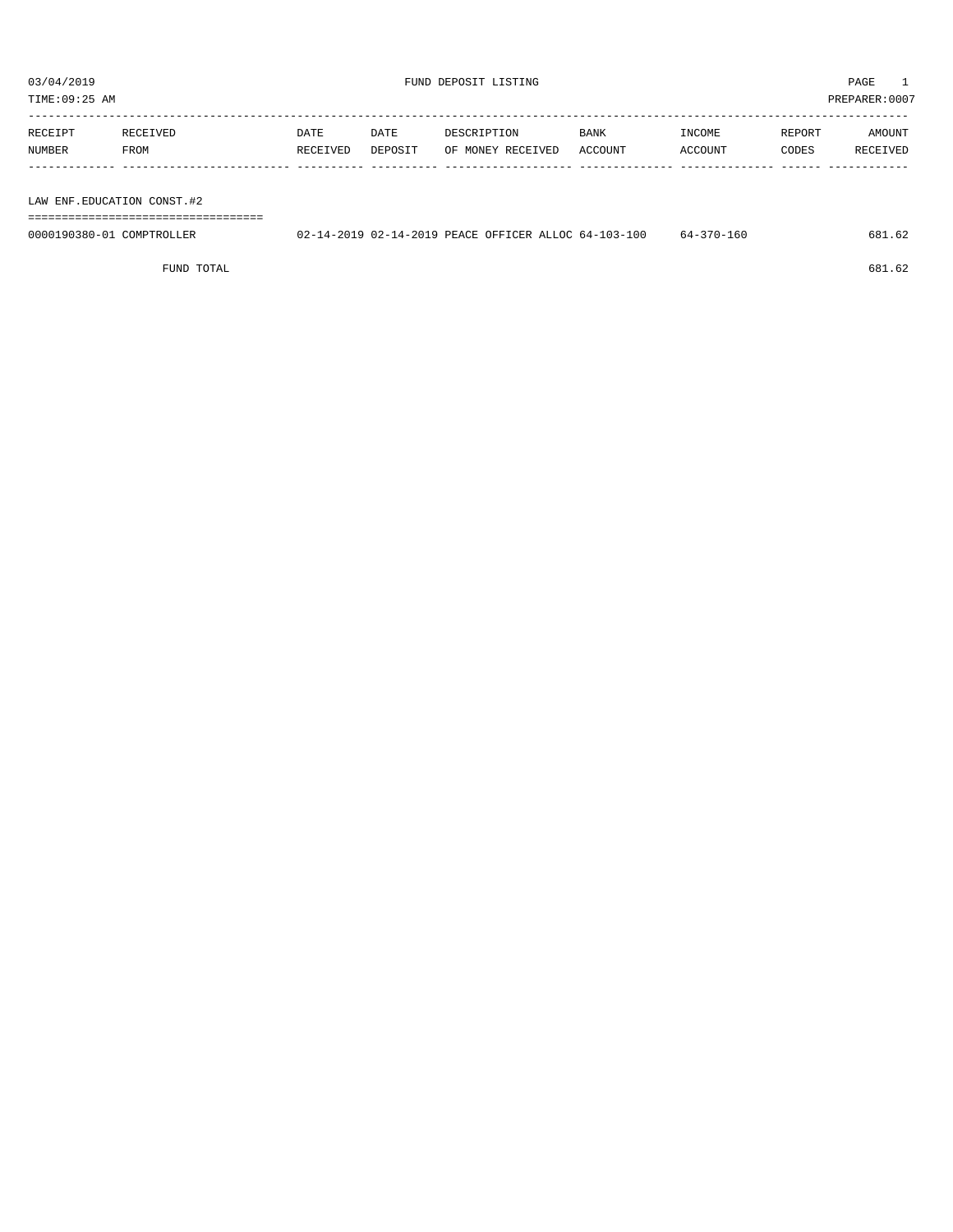03/04/2019 FUND DEPOSIT LISTING PAGE 1

TIME:09:25 AM PREPARER:0007

| RECEIPT NUMBER | RECEIVED FROM | DATE RECEIVED | DATE DEPOSIT | DESCRIPTION OF MONEY RECEIVED | BANK ACCOUNT | INCOME ACCOUNT | REPORT CODES | AMOUNT RECEIVED |
|---|---|---|---|---|---|---|---|---|
| **LAW ENF.EDUCATION CONST.#2** | | | | | | | | |
| 0000190380-01 | COMPTROLLER | 02-14-2019 | 02-14-2019 | PEACE OFFICER ALLOC | 64-103-100 | 64-370-160 | | 681.62 |
| | FUND TOTAL | | | | | | | 681.62 |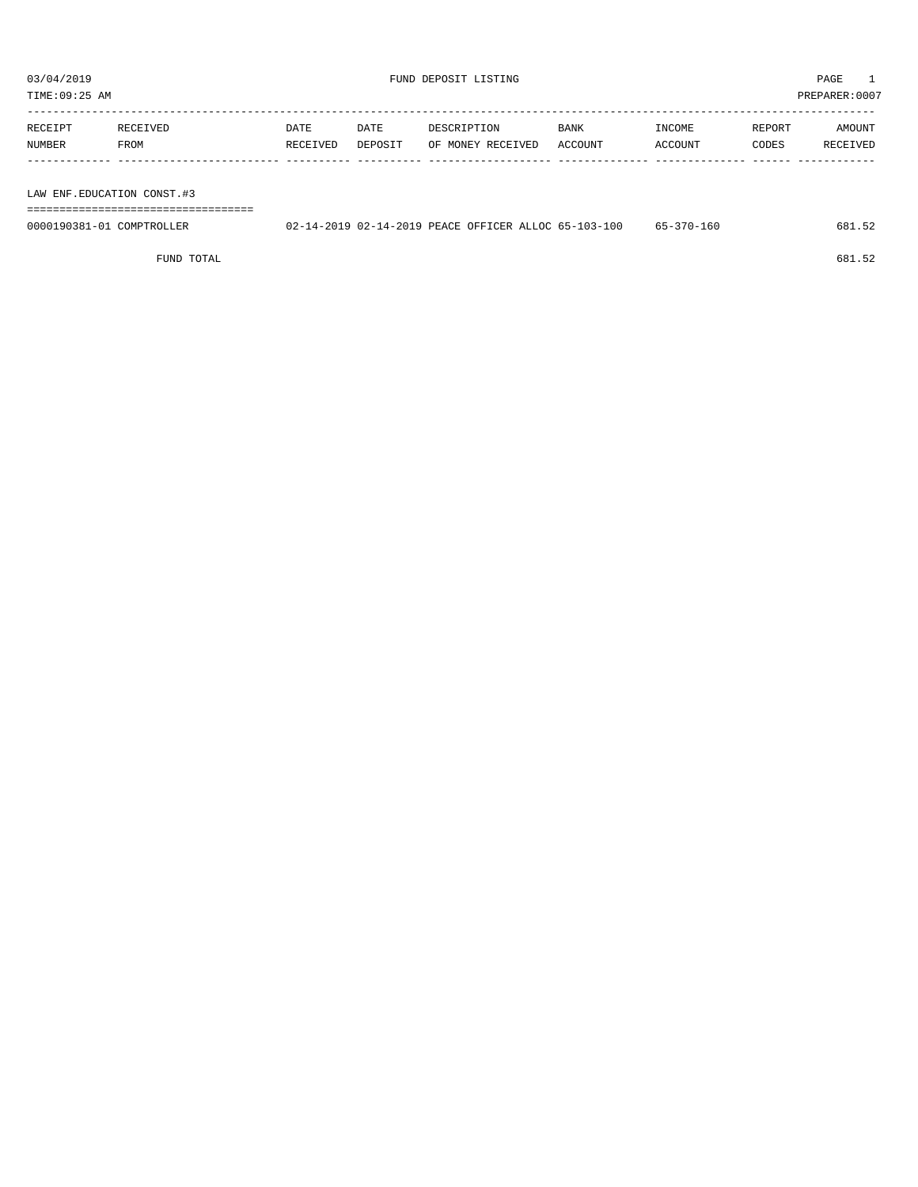03/04/2019 FUND DEPOSIT LISTING PAGE 1

TIME:09:25 AM PREPARER:0007

| RECEIPT NUMBER | RECEIVED FROM | DATE RECEIVED | DATE DEPOSIT | DESCRIPTION OF MONEY RECEIVED | BANK ACCOUNT | INCOME ACCOUNT | REPORT CODES | AMOUNT RECEIVED |
|---|---|---|---|---|---|---|---|---|
| LAW ENF.EDUCATION CONST.#3 | | | | | | | | |
| 0000190381-01 | COMPTROLLER | 02-14-2019 | 02-14-2019 | PEACE OFFICER ALLOC | 65-103-100 | 65-370-160 | | 681.52 |
| | FUND TOTAL | | | | | | | 681.52 |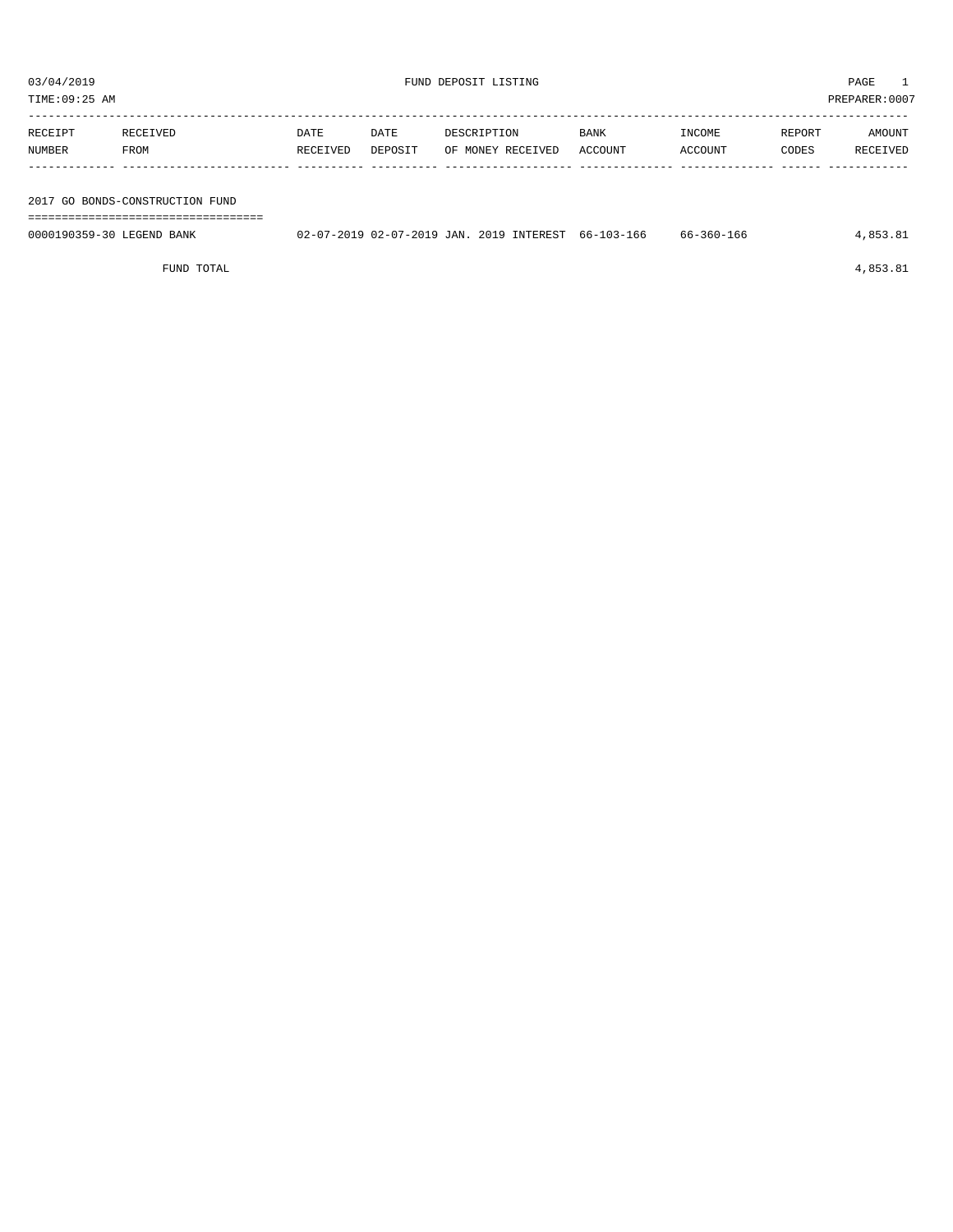03/04/2019 FUND DEPOSIT LISTING

TIME:09:25 AM PREPARER:0007

| RECEIPT NUMBER | RECEIVED FROM | DATE RECEIVED | DATE DEPOSIT | DESCRIPTION OF MONEY RECEIVED | BANK ACCOUNT | INCOME ACCOUNT | REPORT CODES | AMOUNT RECEIVED |
|---|---|---|---|---|---|---|---|---|
| **2017 GO BONDS-CONSTRUCTION FUND** | | | | | | | | |
| 0000190359-30 | LEGEND BANK | 02-07-2019 | 02-07-2019 | JAN. 2019 INTEREST | 66-103-166 | 66-360-166 | | 4,853.81 |
| | FUND TOTAL | | | | | | | 4,853.81 |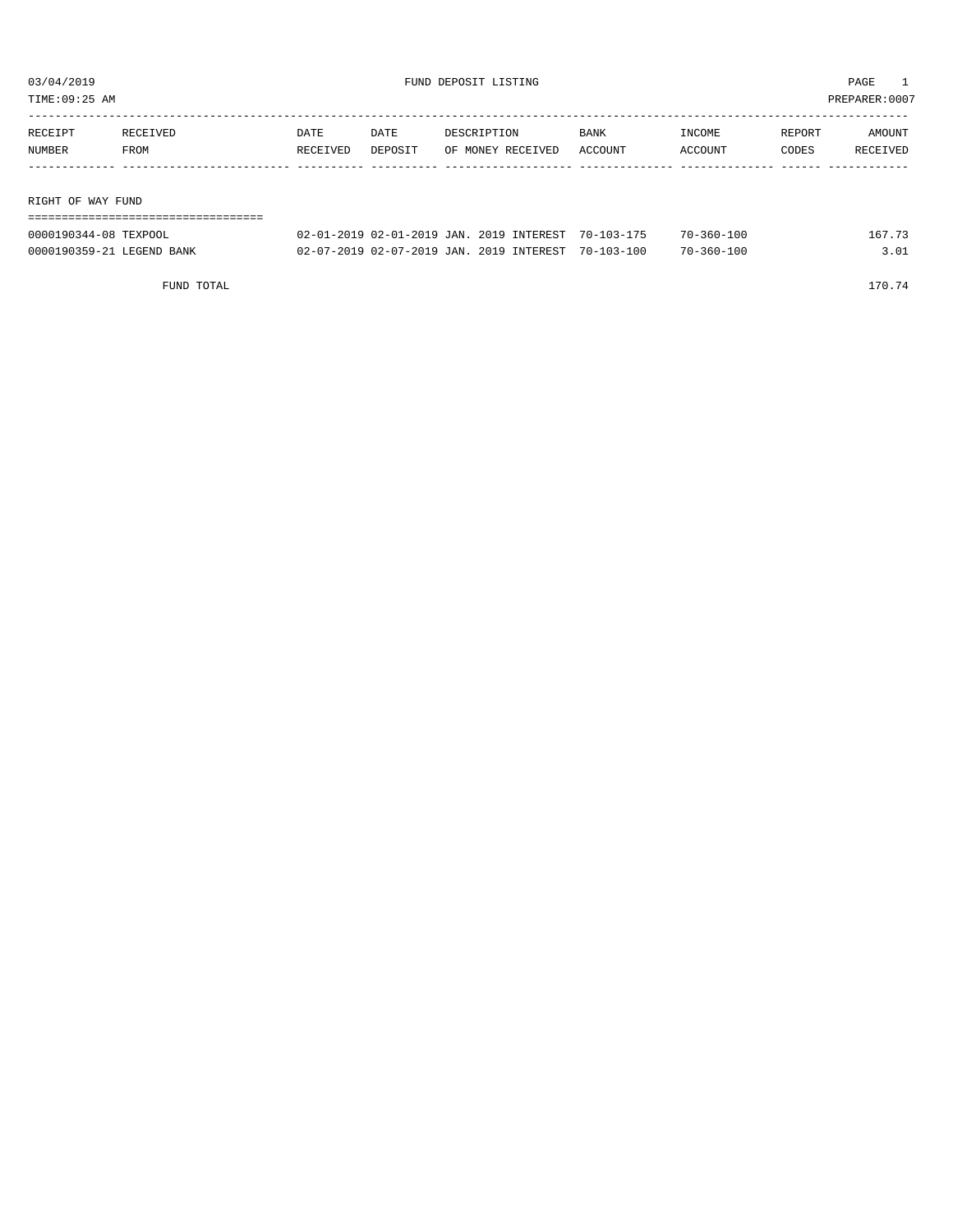03/04/2019 FUND DEPOSIT LISTING PAGE 1

TIME:09:25 AM PREPARER:0007

| RECEIPT NUMBER | RECEIVED FROM | DATE RECEIVED | DATE DEPOSIT | DESCRIPTION OF MONEY RECEIVED | BANK ACCOUNT | INCOME ACCOUNT | REPORT CODES | AMOUNT RECEIVED |
|---|---|---|---|---|---|---|---|---|
| RIGHT OF WAY FUND | | | | | | | | |
| 0000190344-08 | TEXPOOL | 02-01-2019 | 02-01-2019 | JAN. 2019 INTEREST | 70-103-175 | 70-360-100 | | 167.73 |
| 0000190359-21 | LEGEND BANK | 02-07-2019 | 02-07-2019 | JAN. 2019 INTEREST | 70-103-100 | 70-360-100 | | 3.01 |
| | FUND TOTAL | | | | | | | 170.74 |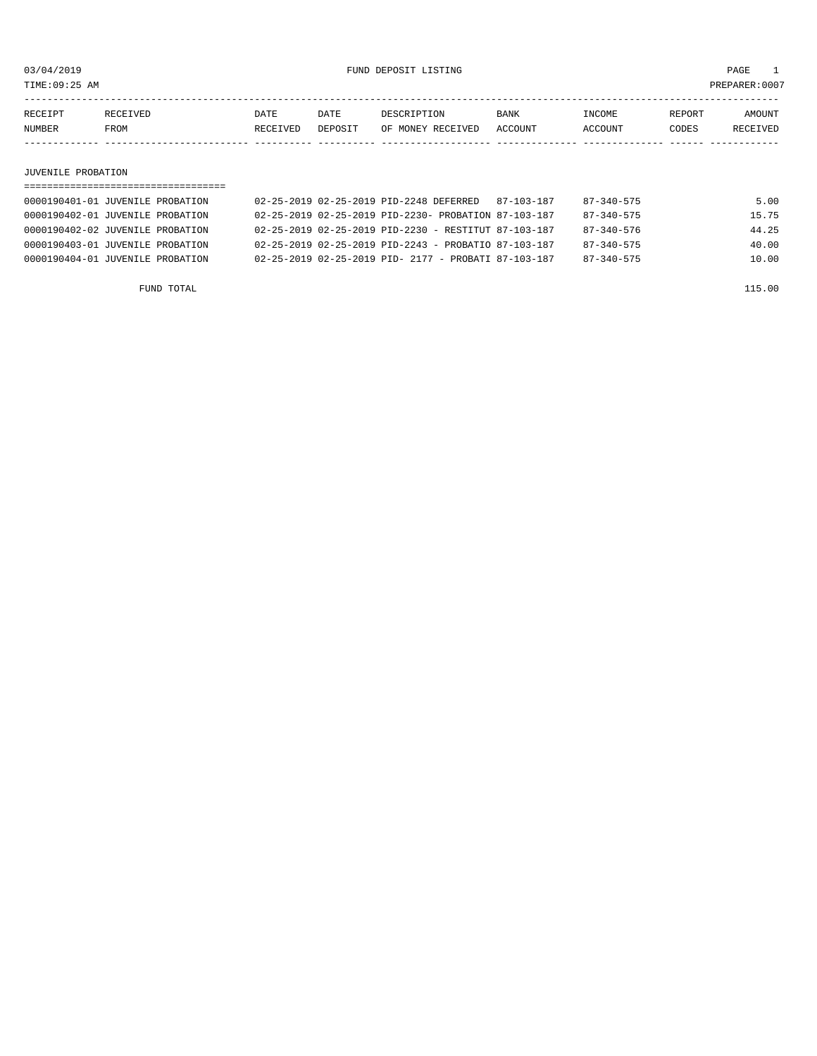03/04/2019 FUND DEPOSIT LISTING

TIME:09:25 AM PREPARER:0007

| RECEIPT NUMBER | RECEIVED FROM | DATE RECEIVED | DATE DEPOSIT | DESCRIPTION OF MONEY RECEIVED | BANK ACCOUNT | INCOME ACCOUNT | REPORT CODES | AMOUNT RECEIVED |
|---|---|---|---|---|---|---|---|---|

## JUVENILE PROBATION

| RECEIPT NUMBER | RECEIVED FROM | DATE RECEIVED | DATE DEPOSIT | DESCRIPTION OF MONEY RECEIVED | BANK ACCOUNT | INCOME ACCOUNT | REPORT CODES | AMOUNT RECEIVED |
|---|---|---|---|---|---|---|---|---|
| 0000190401-01 | JUVENILE PROBATION | 02-25-2019 | 02-25-2019 | PID-2248 DEFERRED | 87-103-187 | 87-340-575 | | 5.00 |
| 0000190402-01 | JUVENILE PROBATION | 02-25-2019 | 02-25-2019 | PID-2230- PROBATION | 87-103-187 | 87-340-575 | | 15.75 |
| 0000190402-02 | JUVENILE PROBATION | 02-25-2019 | 02-25-2019 | PID-2230 - RESTITUT | 87-103-187 | 87-340-576 | | 44.25 |
| 0000190403-01 | JUVENILE PROBATION | 02-25-2019 | 02-25-2019 | PID-2243 - PROBATIO | 87-103-187 | 87-340-575 | | 40.00 |
| 0000190404-01 | JUVENILE PROBATION | 02-25-2019 | 02-25-2019 | PID- 2177 - PROBATI | 87-103-187 | 87-340-575 | | 10.00 |
| | FUND TOTAL | | | | | | | 115.00 |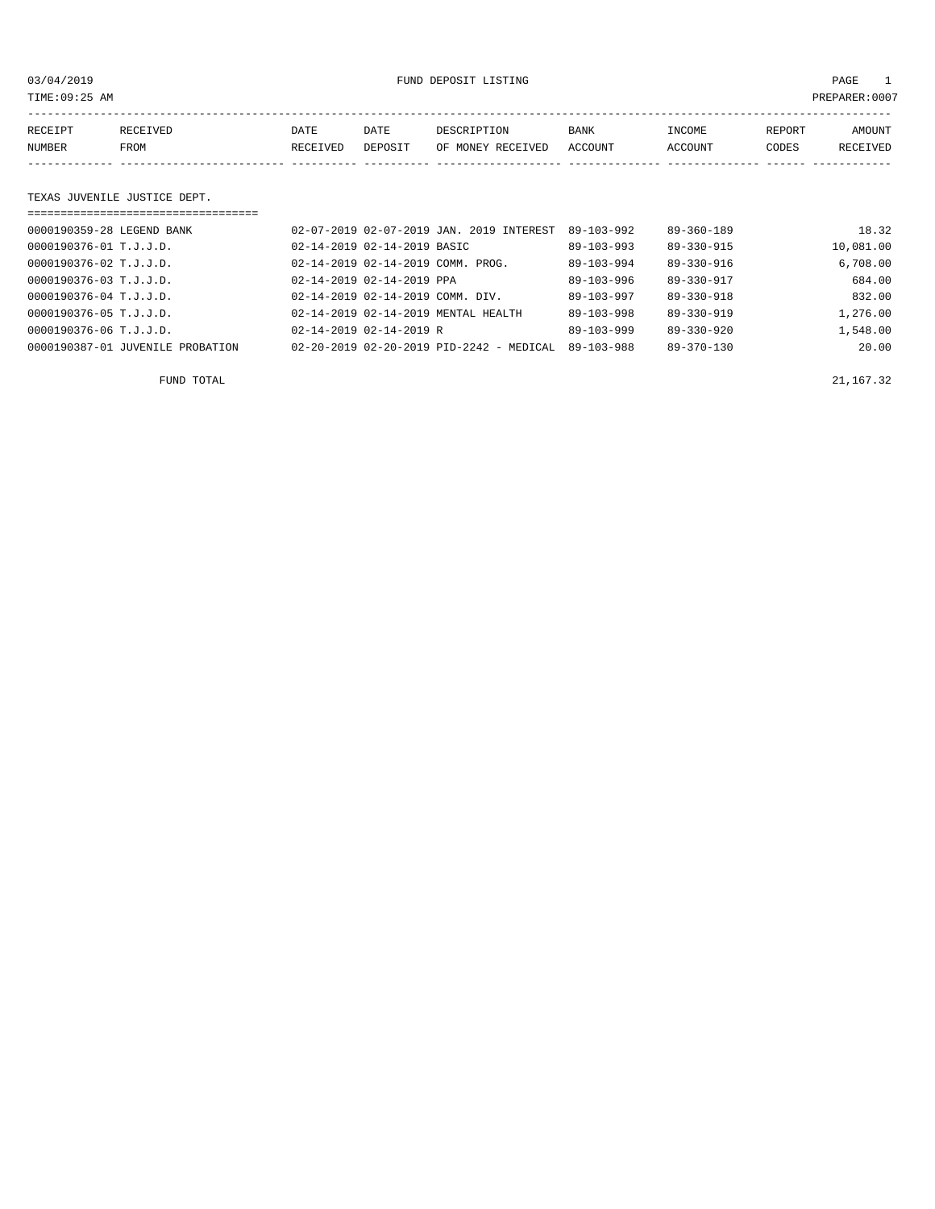03/04/2019 FUND DEPOSIT LISTING PAGE 1

TIME:09:25 AM PREPARER:0007

| RECEIPT NUMBER | RECEIVED FROM | DATE RECEIVED | DATE DEPOSIT | DESCRIPTION OF MONEY RECEIVED | BANK ACCOUNT | INCOME ACCOUNT | REPORT CODES | AMOUNT RECEIVED |
|---|---|---|---|---|---|---|---|---|

## TEXAS JUVENILE JUSTICE DEPT.

| RECEIPT NUMBER | RECEIVED FROM | DATE RECEIVED | DATE DEPOSIT | DESCRIPTION OF MONEY RECEIVED | BANK ACCOUNT | INCOME ACCOUNT | REPORT CODES | AMOUNT RECEIVED |
|---|---|---|---|---|---|---|---|---|
| 0000190359-28 | LEGEND BANK | 02-07-2019 | 02-07-2019 | JAN. 2019 INTEREST | 89-103-992 | 89-360-189 | | 18.32 |
| 0000190376-01 | T.J.J.D. | 02-14-2019 | 02-14-2019 | BASIC | 89-103-993 | 89-330-915 | | 10,081.00 |
| 0000190376-02 | T.J.J.D. | 02-14-2019 | 02-14-2019 | COMM. PROG. | 89-103-994 | 89-330-916 | | 6,708.00 |
| 0000190376-03 | T.J.J.D. | 02-14-2019 | 02-14-2019 | PPA | 89-103-996 | 89-330-917 | | 684.00 |
| 0000190376-04 | T.J.J.D. | 02-14-2019 | 02-14-2019 | COMM. DIV. | 89-103-997 | 89-330-918 | | 832.00 |
| 0000190376-05 | T.J.J.D. | 02-14-2019 | 02-14-2019 | MENTAL HEALTH | 89-103-998 | 89-330-919 | | 1,276.00 |
| 0000190376-06 | T.J.J.D. | 02-14-2019 | 02-14-2019 | R | 89-103-999 | 89-330-920 | | 1,548.00 |
| 0000190387-01 | JUVENILE PROBATION | 02-20-2019 | 02-20-2019 | PID-2242 - MEDICAL | 89-103-988 | 89-370-130 | | 20.00 |

FUND TOTAL 21,167.32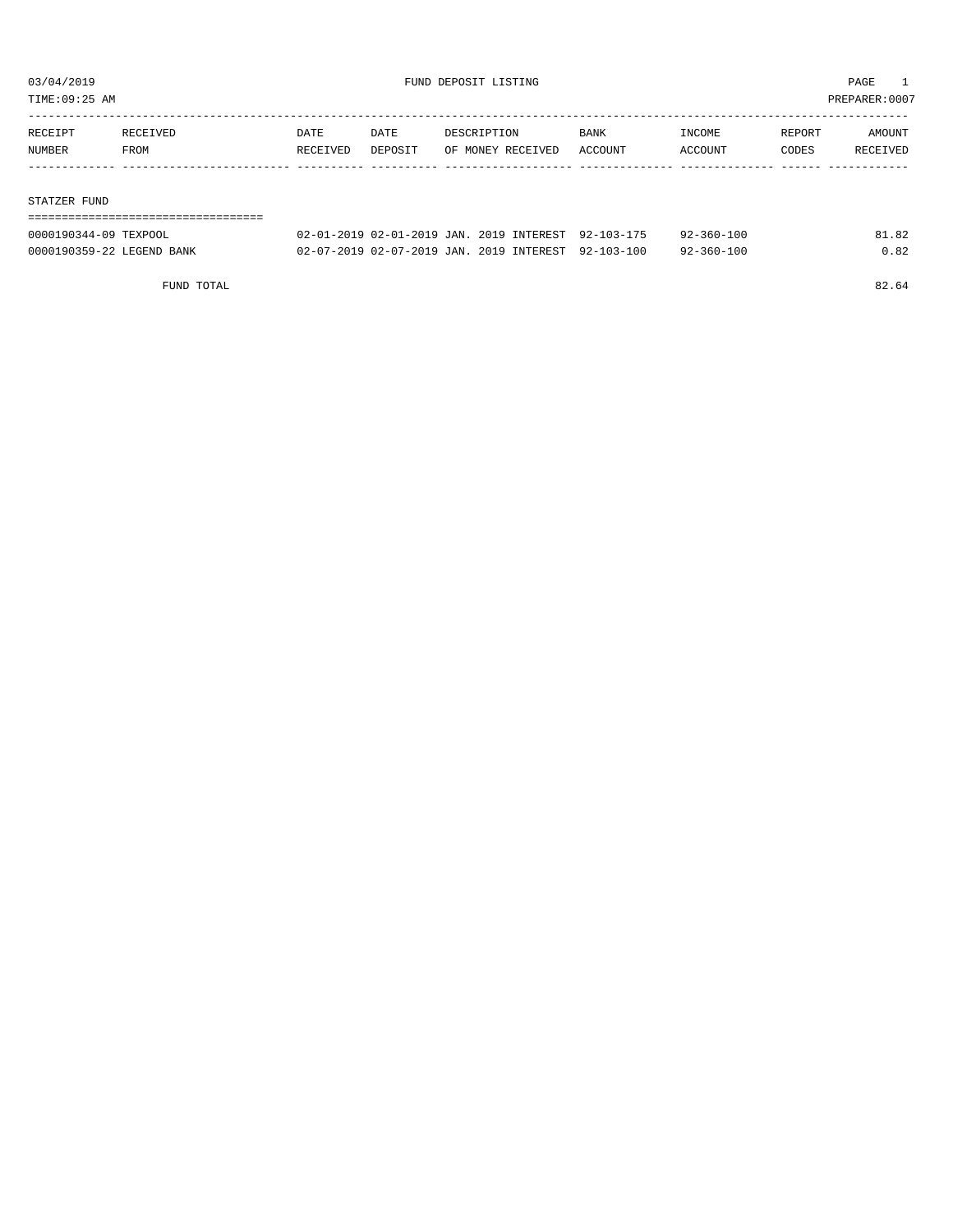03/04/2019 FUND DEPOSIT LISTING PAGE 1

TIME:09:25 AM PREPARER:0007

| RECEIPT NUMBER | RECEIVED FROM | DATE RECEIVED | DATE DEPOSIT | DESCRIPTION OF MONEY RECEIVED | BANK ACCOUNT | INCOME ACCOUNT | REPORT CODES | AMOUNT RECEIVED |
|---|---|---|---|---|---|---|---|---|

STATZER FUND

| RECEIPT NUMBER | RECEIVED FROM | DATE RECEIVED | DATE DEPOSIT | DESCRIPTION OF MONEY RECEIVED | BANK ACCOUNT | INCOME ACCOUNT | REPORT CODES | AMOUNT RECEIVED |
|---|---|---|---|---|---|---|---|---|
| 0000190344-09 | TEXPOOL | 02-01-2019 | 02-01-2019 | JAN. 2019 INTEREST | 92-103-175 | 92-360-100 | | 81.82 |
| 0000190359-22 | LEGEND BANK | 02-07-2019 | 02-07-2019 | JAN. 2019 INTEREST | 92-103-100 | 92-360-100 | | 0.82 |
| | FUND TOTAL | | | | | | | 82.64 |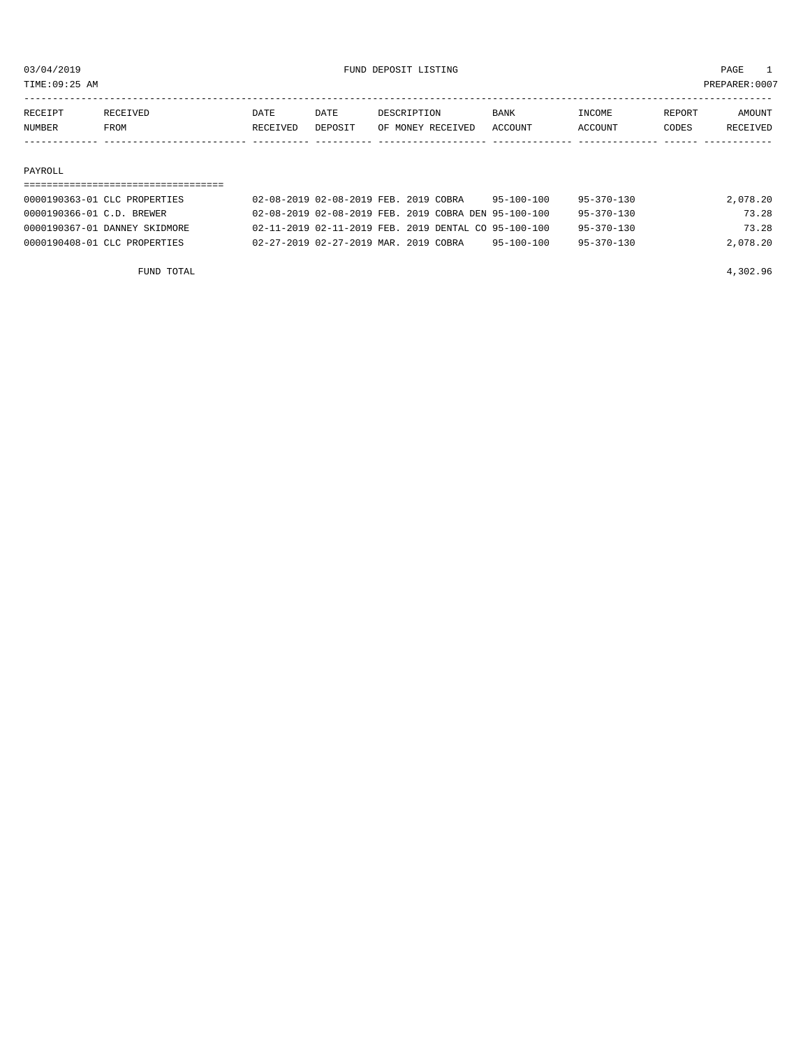03/04/2019 FUND DEPOSIT LISTING

TIME:09:25 AM PREPARER:0007

| RECEIPT NUMBER | RECEIVED FROM | DATE RECEIVED | DATE DEPOSIT | DESCRIPTION OF MONEY RECEIVED | BANK ACCOUNT | INCOME ACCOUNT | REPORT CODES | AMOUNT RECEIVED |
|---|---|---|---|---|---|---|---|---|

PAYROLL

| RECEIPT NUMBER | RECEIVED FROM | DATE RECEIVED | DATE DEPOSIT | DESCRIPTION OF MONEY RECEIVED | BANK ACCOUNT | INCOME ACCOUNT | REPORT CODES | AMOUNT RECEIVED |
|---|---|---|---|---|---|---|---|---|
| 0000190363-01 | CLC PROPERTIES | 02-08-2019 | 02-08-2019 | FEB. 2019 COBRA | 95-100-100 | 95-370-130 | | 2,078.20 |
| 0000190366-01 | C.D. BREWER | 02-08-2019 | 02-08-2019 | FEB. 2019 COBRA DEN | 95-100-100 | 95-370-130 | | 73.28 |
| 0000190367-01 | DANNEY SKIDMORE | 02-11-2019 | 02-11-2019 | FEB. 2019 DENTAL CO | 95-100-100 | 95-370-130 | | 73.28 |
| 0000190408-01 | CLC PROPERTIES | 02-27-2019 | 02-27-2019 | MAR. 2019 COBRA | 95-100-100 | 95-370-130 | | 2,078.20 |
| | FUND TOTAL | | | | | | | 4,302.96 |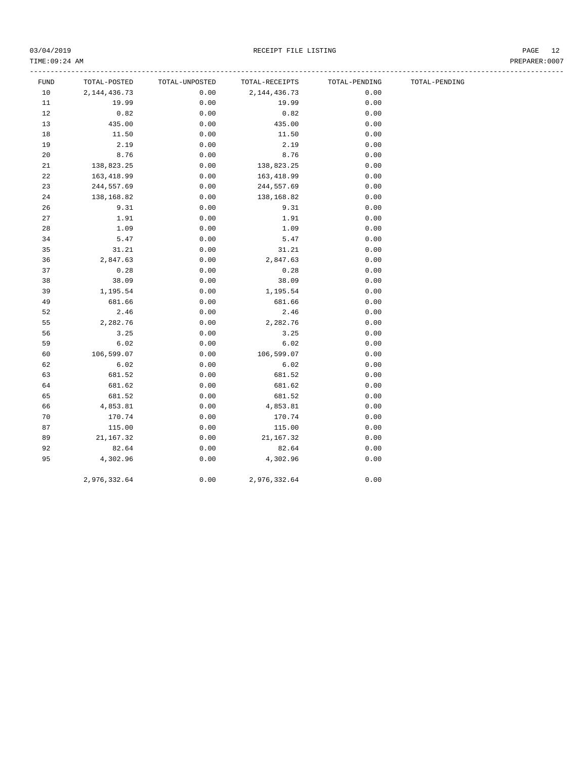03/04/2019 RECEIPT FILE LISTING

TIME:09:24 AM PREPARER:0007

| FUND | TOTAL-POSTED | TOTAL-UNPOSTED | TOTAL-RECEIPTS | TOTAL-PENDING | TOTAL-PENDING |
|---|---|---|---|---|---|
| 10 | 2,144,436.73 | 0.00 | 2,144,436.73 | 0.00 | |
| 11 | 19.99 | 0.00 | 19.99 | 0.00 | |
| 12 | 0.82 | 0.00 | 0.82 | 0.00 | |
| 13 | 435.00 | 0.00 | 435.00 | 0.00 | |
| 18 | 11.50 | 0.00 | 11.50 | 0.00 | |
| 19 | 2.19 | 0.00 | 2.19 | 0.00 | |
| 20 | 8.76 | 0.00 | 8.76 | 0.00 | |
| 21 | 138,823.25 | 0.00 | 138,823.25 | 0.00 | |
| 22 | 163,418.99 | 0.00 | 163,418.99 | 0.00 | |
| 23 | 244,557.69 | 0.00 | 244,557.69 | 0.00 | |
| 24 | 138,168.82 | 0.00 | 138,168.82 | 0.00 | |
| 26 | 9.31 | 0.00 | 9.31 | 0.00 | |
| 27 | 1.91 | 0.00 | 1.91 | 0.00 | |
| 28 | 1.09 | 0.00 | 1.09 | 0.00 | |
| 34 | 5.47 | 0.00 | 5.47 | 0.00 | |
| 35 | 31.21 | 0.00 | 31.21 | 0.00 | |
| 36 | 2,847.63 | 0.00 | 2,847.63 | 0.00 | |
| 37 | 0.28 | 0.00 | 0.28 | 0.00 | |
| 38 | 38.09 | 0.00 | 38.09 | 0.00 | |
| 39 | 1,195.54 | 0.00 | 1,195.54 | 0.00 | |
| 49 | 681.66 | 0.00 | 681.66 | 0.00 | |
| 52 | 2.46 | 0.00 | 2.46 | 0.00 | |
| 55 | 2,282.76 | 0.00 | 2,282.76 | 0.00 | |
| 56 | 3.25 | 0.00 | 3.25 | 0.00 | |
| 59 | 6.02 | 0.00 | 6.02 | 0.00 | |
| 60 | 106,599.07 | 0.00 | 106,599.07 | 0.00 | |
| 62 | 6.02 | 0.00 | 6.02 | 0.00 | |
| 63 | 681.52 | 0.00 | 681.52 | 0.00 | |
| 64 | 681.62 | 0.00 | 681.62 | 0.00 | |
| 65 | 681.52 | 0.00 | 681.52 | 0.00 | |
| 66 | 4,853.81 | 0.00 | 4,853.81 | 0.00 | |
| 70 | 170.74 | 0.00 | 170.74 | 0.00 | |
| 87 | 115.00 | 0.00 | 115.00 | 0.00 | |
| 89 | 21,167.32 | 0.00 | 21,167.32 | 0.00 | |
| 92 | 82.64 | 0.00 | 82.64 | 0.00 | |
| 95 | 4,302.96 | 0.00 | 4,302.96 | 0.00 | |
| | 2,976,332.64 | 0.00 | 2,976,332.64 | 0.00 | |